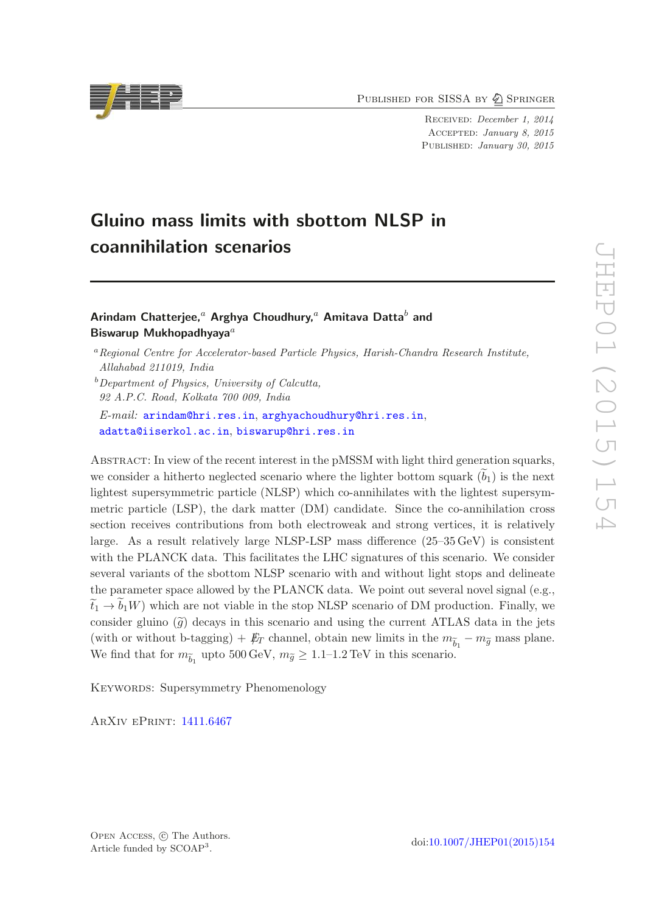Published for SISSA by Springer

Received: *December 1, 2014*
Accepted: *January 8, 2015*
Published: *January 30, 2015*

# Gluino mass limits with sbottom NLSP in coannihilation scenarios

**Arindam Chatterjee,[a] Arghya Choudhury,[a] Amitava Datta[b] and Biswarup Mukhopadhyaya[a]**

[a] *Regional Centre for Accelerator-based Particle Physics, Harish-Chandra Research Institute, Allahabad 211019, India*

[b] *Department of Physics, University of Calcutta, 92 A.P.C. Road, Kolkata 700 009, India*

*E-mail:* arindam@hri.res.in, arghyachoudhury@hri.res.in, adatta@iiserkol.ac.in, biswarup@hri.res.in

Abstract: In view of the recent interest in the pMSSM with light third generation squarks, we consider a hitherto neglected scenario where the lighter bottom squark ($\widetilde{b}_1$) is the next lightest supersymmetric particle (NLSP) which co-annihilates with the lightest supersymmetric particle (LSP), the dark matter (DM) candidate. Since the co-annihilation cross section receives contributions from both electroweak and strong vertices, it is relatively large. As a result relatively large NLSP-LSP mass difference (25–35 GeV) is consistent with the PLANCK data. This facilitates the LHC signatures of this scenario. We consider several variants of the sbottom NLSP scenario with and without light stops and delineate the parameter space allowed by the PLANCK data. We point out several novel signal (e.g., $\widetilde{t}_1 \to \widetilde{b}_1 W$) which are not viable in the stop NLSP scenario of DM production. Finally, we consider gluino ($\widetilde{g}$) decays in this scenario and using the current ATLAS data in the jets (with or without b-tagging) + $\not{E}_T$ channel, obtain new limits in the $m_{\widetilde{b}_1} - m_{\widetilde{g}}$ mass plane. We find that for $m_{\widetilde{b}_1}$ upto 500 GeV, $m_{\widetilde{g}} \geq 1.1$–$1.2$ TeV in this scenario.

Keywords: Supersymmetry Phenomenology

ArXiv ePrint: 1411.6467

Open Access, © The Authors.
Article funded by SCOAP[3].

doi:10.1007/JHEP01(2015)154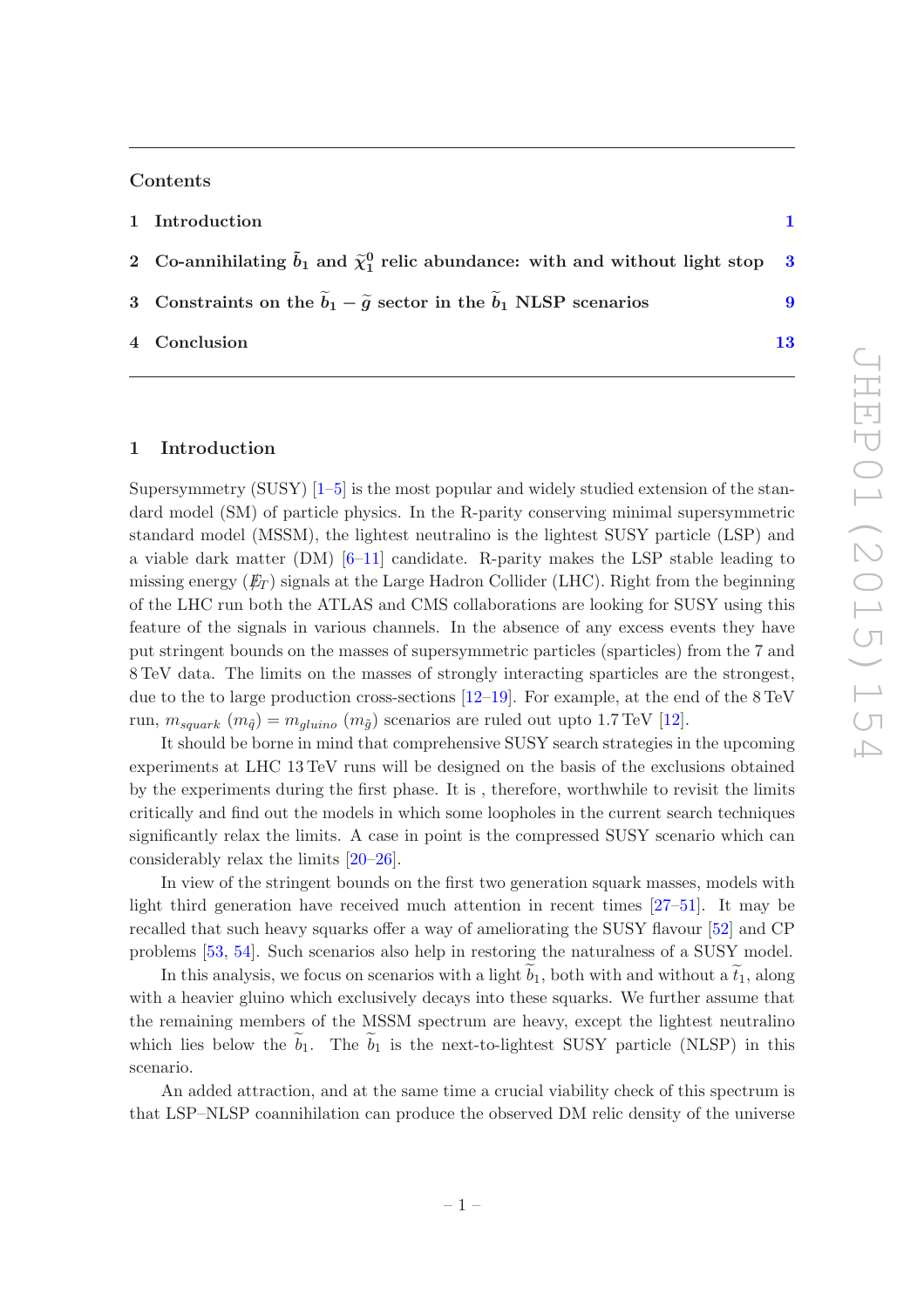## Contents

1 Introduction 1

2 Co-annihilating $\tilde{b}_1$ and $\tilde{\chi}_1^0$ relic abundance: with and without light stop 3

3 Constraints on the $\tilde{b}_1 - \tilde{g}$ sector in the $\tilde{b}_1$ NLSP scenarios 9

4 Conclusion 13

# 1 Introduction

Supersymmetry (SUSY) [1–5] is the most popular and widely studied extension of the standard model (SM) of particle physics. In the R-parity conserving minimal supersymmetric standard model (MSSM), the lightest neutralino is the lightest SUSY particle (LSP) and a viable dark matter (DM) [6–11] candidate. R-parity makes the LSP stable leading to missing energy ($\not{E}_T$) signals at the Large Hadron Collider (LHC). Right from the beginning of the LHC run both the ATLAS and CMS collaborations are looking for SUSY using this feature of the signals in various channels. In the absence of any excess events they have put stringent bounds on the masses of supersymmetric particles (sparticles) from the 7 and 8 TeV data. The limits on the masses of strongly interacting sparticles are the strongest, due to the to large production cross-sections [12–19]. For example, at the end of the 8 TeV run, $m_{squark}$ ($m_{\tilde{q}}$) = $m_{gluino}$ ($m_{\tilde{g}}$) scenarios are ruled out upto 1.7 TeV [12].

It should be borne in mind that comprehensive SUSY search strategies in the upcoming experiments at LHC 13 TeV runs will be designed on the basis of the exclusions obtained by the experiments during the first phase. It is , therefore, worthwhile to revisit the limits critically and find out the models in which some loopholes in the current search techniques significantly relax the limits. A case in point is the compressed SUSY scenario which can considerably relax the limits [20–26].

In view of the stringent bounds on the first two generation squark masses, models with light third generation have received much attention in recent times [27–51]. It may be recalled that such heavy squarks offer a way of ameliorating the SUSY flavour [52] and CP problems [53, 54]. Such scenarios also help in restoring the naturalness of a SUSY model.

In this analysis, we focus on scenarios with a light $\tilde{b}_1$, both with and without a $\tilde{t}_1$, along with a heavier gluino which exclusively decays into these squarks. We further assume that the remaining members of the MSSM spectrum are heavy, except the lightest neutralino which lies below the $\tilde{b}_1$. The $\tilde{b}_1$ is the next-to-lightest SUSY particle (NLSP) in this scenario.

An added attraction, and at the same time a crucial viability check of this spectrum is that LSP–NLSP coannihilation can produce the observed DM relic density of the universe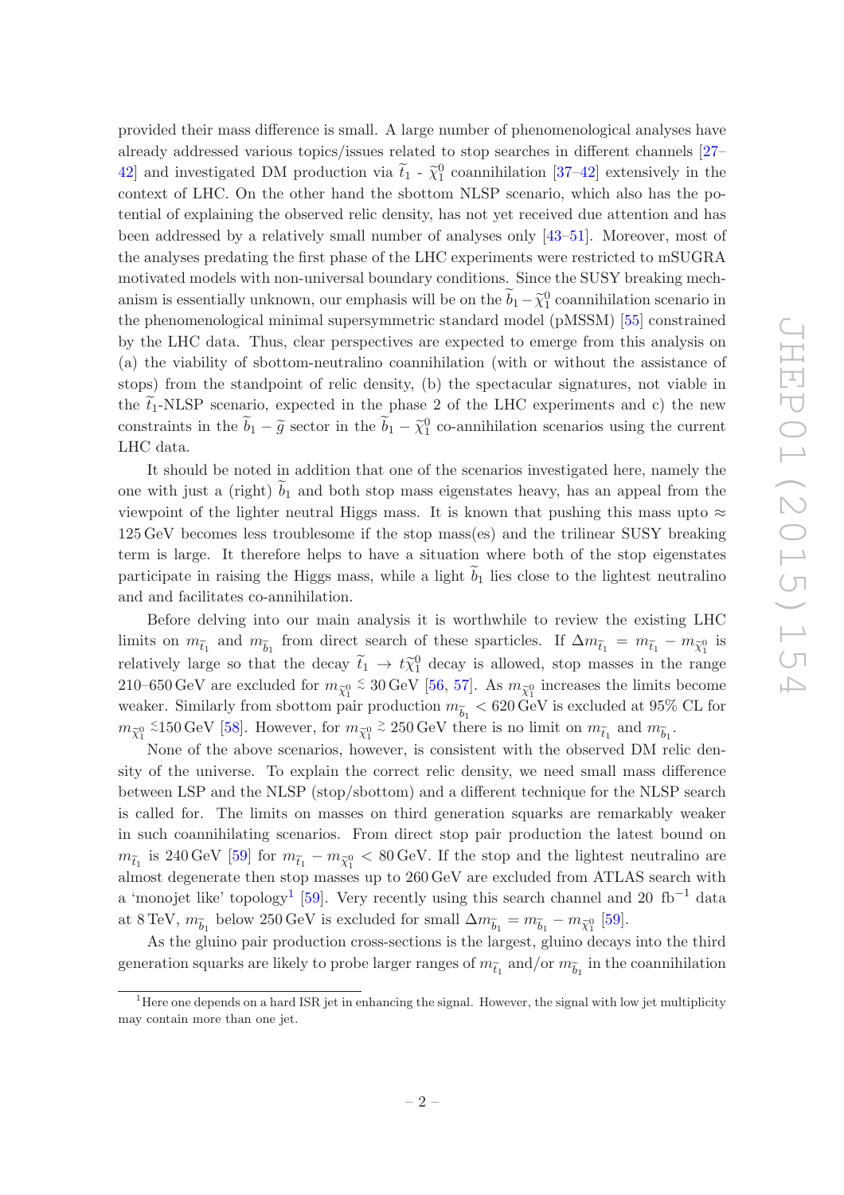provided their mass difference is small. A large number of phenomenological analyses have already addressed various topics/issues related to stop searches in different channels [27–42] and investigated DM production via $\widetilde{t}_1$ - $\widetilde{\chi}_1^0$ coannihilation [37–42] extensively in the context of LHC. On the other hand the sbottom NLSP scenario, which also has the potential of explaining the observed relic density, has not yet received due attention and has been addressed by a relatively small number of analyses only [43–51]. Moreover, most of the analyses predating the first phase of the LHC experiments were restricted to mSUGRA motivated models with non-universal boundary conditions. Since the SUSY breaking mechanism is essentially unknown, our emphasis will be on the $\widetilde{b}_1 - \widetilde{\chi}_1^0$ coannihilation scenario in the phenomenological minimal supersymmetric standard model (pMSSM) [55] constrained by the LHC data. Thus, clear perspectives are expected to emerge from this analysis on (a) the viability of sbottom-neutralino coannihilation (with or without the assistance of stops) from the standpoint of relic density, (b) the spectacular signatures, not viable in the $\widetilde{t}_1$-NLSP scenario, expected in the phase 2 of the LHC experiments and c) the new constraints in the $\widetilde{b}_1 - \widetilde{g}$ sector in the $\widetilde{b}_1 - \widetilde{\chi}_1^0$ co-annihilation scenarios using the current LHC data.

It should be noted in addition that one of the scenarios investigated here, namely the one with just a (right) $\widetilde{b}_1$ and both stop mass eigenstates heavy, has an appeal from the viewpoint of the lighter neutral Higgs mass. It is known that pushing this mass upto $\approx$ 125 GeV becomes less troublesome if the stop mass(es) and the trilinear SUSY breaking term is large. It therefore helps to have a situation where both of the stop eigenstates participate in raising the Higgs mass, while a light $\widetilde{b}_1$ lies close to the lightest neutralino and and facilitates co-annihilation.

Before delving into our main analysis it is worthwhile to review the existing LHC limits on $m_{\widetilde{t}_1}$ and $m_{\widetilde{b}_1}$ from direct search of these sparticles. If $\Delta m_{\widetilde{t}_1} = m_{\widetilde{t}_1} - m_{\widetilde{\chi}_1^0}$ is relatively large so that the decay $\widetilde{t}_1 \to t\widetilde{\chi}_1^0$ decay is allowed, stop masses in the range 210–650 GeV are excluded for $m_{\widetilde{\chi}_1^0} \lesssim 30$ GeV [56, 57]. As $m_{\widetilde{\chi}_1^0}$ increases the limits become weaker. Similarly from sbottom pair production $m_{\widetilde{b}_1} < 620$ GeV is excluded at 95% CL for $m_{\widetilde{\chi}_1^0} \lesssim 150$ GeV [58]. However, for $m_{\widetilde{\chi}_1^0} \gtrsim 250$ GeV there is no limit on $m_{\widetilde{t}_1}$ and $m_{\widetilde{b}_1}$.

None of the above scenarios, however, is consistent with the observed DM relic density of the universe. To explain the correct relic density, we need small mass difference between LSP and the NLSP (stop/sbottom) and a different technique for the NLSP search is called for. The limits on masses on third generation squarks are remarkably weaker in such coannihilating scenarios. From direct stop pair production the latest bound on $m_{\widetilde{t}_1}$ is 240 GeV [59] for $m_{\widetilde{t}_1} - m_{\widetilde{\chi}_1^0} < 80$ GeV. If the stop and the lightest neutralino are almost degenerate then stop masses up to 260 GeV are excluded from ATLAS search with a 'monojet like' topology[1] [59]. Very recently using this search channel and 20 fb$^{-1}$ data at 8 TeV, $m_{\widetilde{b}_1}$ below 250 GeV is excluded for small $\Delta m_{\widetilde{b}_1} = m_{\widetilde{b}_1} - m_{\widetilde{\chi}_1^0}$ [59].

As the gluino pair production cross-sections is the largest, gluino decays into the third generation squarks are likely to probe larger ranges of $m_{\widetilde{t}_1}$ and/or $m_{\widetilde{b}_1}$ in the coannihilation

[1]Here one depends on a hard ISR jet in enhancing the signal. However, the signal with low jet multiplicity may contain more than one jet.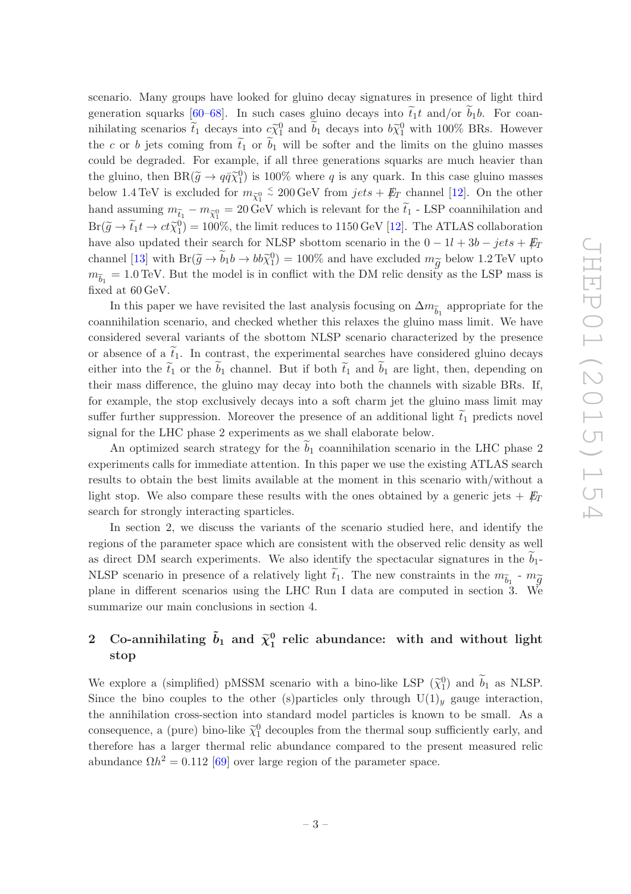scenario. Many groups have looked for gluino decay signatures in presence of light third generation squarks [60–68]. In such cases gluino decays into $\widetilde{t}_1 t$ and/or $\widetilde{b}_1 b$. For coannihilating scenarios $\widetilde{t}_1$ decays into $c\widetilde{\chi}_1^0$ and $\widetilde{b}_1$ decays into $b\widetilde{\chi}_1^0$ with 100% BRs. However the $c$ or $b$ jets coming from $\widetilde{t}_1$ or $\widetilde{b}_1$ will be softer and the limits on the gluino masses could be degraded. For example, if all three generations squarks are much heavier than the gluino, then $\mathrm{BR}(\widetilde{g} \to q\bar{q}\widetilde{\chi}_1^0)$ is 100% where $q$ is any quark. In this case gluino masses below 1.4 TeV is excluded for $m_{\widetilde{\chi}_1^0} \lesssim 200\,\mathrm{GeV}$ from *jets* + $\not\!\!E_T$ channel [12]. On the other hand assuming $m_{\widetilde{t}_1} - m_{\widetilde{\chi}_1^0} = 20\,\mathrm{GeV}$ which is relevant for the $\widetilde{t}_1$ - LSP coannihilation and $\mathrm{Br}(\widetilde{g} \to \widetilde{t}_1 t \to ct\widetilde{\chi}_1^0) = 100\%$, the limit reduces to 1150 GeV [12]. The ATLAS collaboration have also updated their search for NLSP sbottom scenario in the $0 - 1l + 3b - jets + \not\!\!E_T$ channel [13] with $\mathrm{Br}(\widetilde{g} \to \widetilde{b}_1 b \to bb\widetilde{\chi}_1^0) = 100\%$ and have excluded $m_{\widetilde{g}}$ below 1.2 TeV upto $m_{\widetilde{b}_1} = 1.0\,\mathrm{TeV}$. But the model is in conflict with the DM relic density as the LSP mass is fixed at 60 GeV.

In this paper we have revisited the last analysis focusing on $\Delta m_{\widetilde{b}_1}$ appropriate for the coannihilation scenario, and checked whether this relaxes the gluino mass limit. We have considered several variants of the sbottom NLSP scenario characterized by the presence or absence of a $\widetilde{t}_1$. In contrast, the experimental searches have considered gluino decays either into the $\widetilde{t}_1$ or the $\widetilde{b}_1$ channel. But if both $\widetilde{t}_1$ and $\widetilde{b}_1$ are light, then, depending on their mass difference, the gluino may decay into both the channels with sizable BRs. If, for example, the stop exclusively decays into a soft charm jet the gluino mass limit may suffer further suppression. Moreover the presence of an additional light $\widetilde{t}_1$ predicts novel signal for the LHC phase 2 experiments as we shall elaborate below.

An optimized search strategy for the $\widetilde{b}_1$ coannihilation scenario in the LHC phase 2 experiments calls for immediate attention. In this paper we use the existing ATLAS search results to obtain the best limits available at the moment in this scenario with/without a light stop. We also compare these results with the ones obtained by a generic jets + $\not\!\!E_T$ search for strongly interacting sparticles.

In section 2, we discuss the variants of the scenario studied here, and identify the regions of the parameter space which are consistent with the observed relic density as well as direct DM search experiments. We also identify the spectacular signatures in the $\widetilde{b}_1$-NLSP scenario in presence of a relatively light $\widetilde{t}_1$. The new constraints in the $m_{\widetilde{b}_1}$ - $m_{\widetilde{g}}$ plane in different scenarios using the LHC Run I data are computed in section 3. We summarize our main conclusions in section 4.

## 2 Co-annihilating $\tilde{b}_1$ and $\tilde{\chi}_1^0$ relic abundance: with and without light stop

We explore a (simplified) pMSSM scenario with a bino-like LSP ($\widetilde{\chi}_1^0$) and $\widetilde{b}_1$ as NLSP. Since the bino couples to the other (s)particles only through $\mathrm{U}(1)_y$ gauge interaction, the annihilation cross-section into standard model particles is known to be small. As a consequence, a (pure) bino-like $\widetilde{\chi}_1^0$ decouples from the thermal soup sufficiently early, and therefore has a larger thermal relic abundance compared to the present measured relic abundance $\Omega h^2 = 0.112$ [69] over large region of the parameter space.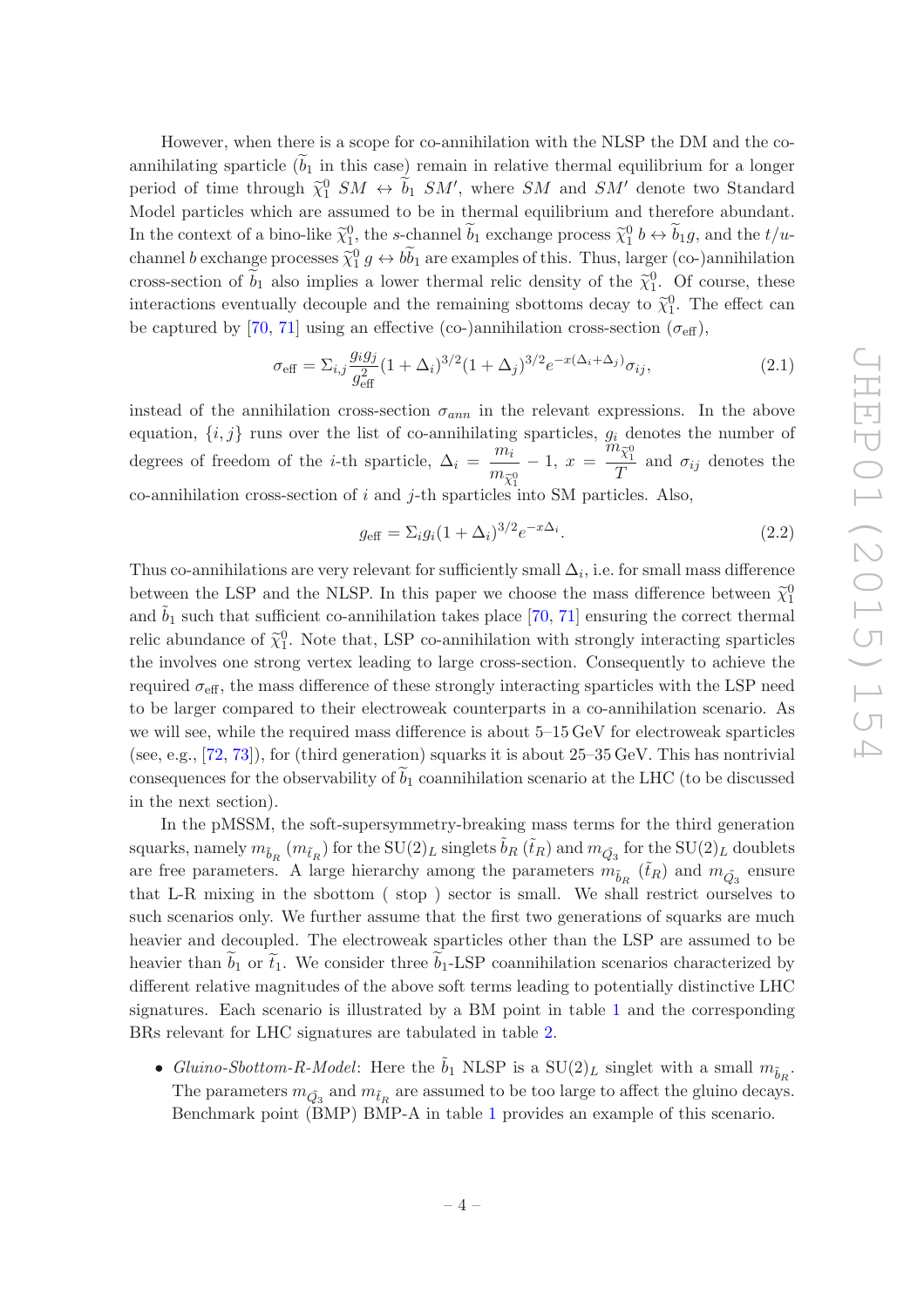However, when there is a scope for co-annihilation with the NLSP the DM and the co-annihilating sparticle ($\widetilde{b}_1$ in this case) remain in relative thermal equilibrium for a longer period of time through $\widetilde{\chi}_1^0$ $SM \leftrightarrow \widetilde{b}_1$ $SM'$, where $SM$ and $SM'$ denote two Standard Model particles which are assumed to be in thermal equilibrium and therefore abundant. In the context of a bino-like $\widetilde{\chi}_1^0$, the $s$-channel $\widetilde{b}_1$ exchange process $\widetilde{\chi}_1^0\, b \leftrightarrow \widetilde{b}_1 g$, and the $t/u$-channel $b$ exchange processes $\widetilde{\chi}_1^0\, g \leftrightarrow b\widetilde{b}_1$ are examples of this. Thus, larger (co-)annihilation cross-section of $\widetilde{b}_1$ also implies a lower thermal relic density of the $\widetilde{\chi}_1^0$. Of course, these interactions eventually decouple and the remaining sbottoms decay to $\widetilde{\chi}_1^0$. The effect can be captured by [70, 71] using an effective (co-)annihilation cross-section ($\sigma_{\text{eff}}$),

$$\sigma_{\text{eff}} = \Sigma_{i,j} \frac{g_i g_j}{g_{\text{eff}}^2}(1+\Delta_i)^{3/2}(1+\Delta_j)^{3/2} e^{-x(\Delta_i+\Delta_j)}\sigma_{ij}, \tag{2.1}$$

instead of the annihilation cross-section $\sigma_{ann}$ in the relevant expressions. In the above equation, $\{i,j\}$ runs over the list of co-annihilating sparticles, $g_i$ denotes the number of degrees of freedom of the $i$-th sparticle, $\Delta_i = \frac{m_i}{m_{\widetilde{\chi}_1^0}} - 1$, $x = \frac{m_{\widetilde{\chi}_1^0}}{T}$ and $\sigma_{ij}$ denotes the co-annihilation cross-section of $i$ and $j$-th sparticles into SM particles. Also,

$$g_{\text{eff}} = \Sigma_i g_i (1+\Delta_i)^{3/2} e^{-x\Delta_i}. \tag{2.2}$$

Thus co-annihilations are very relevant for sufficiently small $\Delta_i$, i.e. for small mass difference between the LSP and the NLSP. In this paper we choose the mass difference between $\widetilde{\chi}_1^0$ and $\widetilde{b}_1$ such that sufficient co-annihilation takes place [70, 71] ensuring the correct thermal relic abundance of $\widetilde{\chi}_1^0$. Note that, LSP co-annihilation with strongly interacting sparticles the involves one strong vertex leading to large cross-section. Consequently to achieve the required $\sigma_{\text{eff}}$, the mass difference of these strongly interacting sparticles with the LSP need to be larger compared to their electroweak counterparts in a co-annihilation scenario. As we will see, while the required mass difference is about 5–15 GeV for electroweak sparticles (see, e.g., [72, 73]), for (third generation) squarks it is about 25–35 GeV. This has nontrivial consequences for the observability of $\widetilde{b}_1$ coannihilation scenario at the LHC (to be discussed in the next section).

In the pMSSM, the soft-supersymmetry-breaking mass terms for the third generation squarks, namely $m_{\tilde{b}_R}$ ($m_{\tilde{t}_R}$) for the $\text{SU}(2)_L$ singlets $\tilde{b}_R$ ($\tilde{t}_R$) and $m_{\tilde{Q}_3}$ for the $\text{SU}(2)_L$ doublets are free parameters. A large hierarchy among the parameters $m_{\tilde{b}_R}$ ($\tilde{t}_R$) and $m_{\tilde{Q}_3}$ ensure that L-R mixing in the sbottom ( stop ) sector is small. We shall restrict ourselves to such scenarios only. We further assume that the first two generations of squarks are much heavier and decoupled. The electroweak sparticles other than the LSP are assumed to be heavier than $\widetilde{b}_1$ or $\widetilde{t}_1$. We consider three $\widetilde{b}_1$-LSP coannihilation scenarios characterized by different relative magnitudes of the above soft terms leading to potentially distinctive LHC signatures. Each scenario is illustrated by a BM point in table 1 and the corresponding BRs relevant for LHC signatures are tabulated in table 2.

- *Gluino-Sbottom-R-Model*: Here the $\widetilde{b}_1$ NLSP is a $\text{SU}(2)_L$ singlet with a small $m_{\tilde{b}_R}$. The parameters $m_{\tilde{Q}_3}$ and $m_{\tilde{t}_R}$ are assumed to be too large to affect the gluino decays. Benchmark point (BMP) BMP-A in table 1 provides an example of this scenario.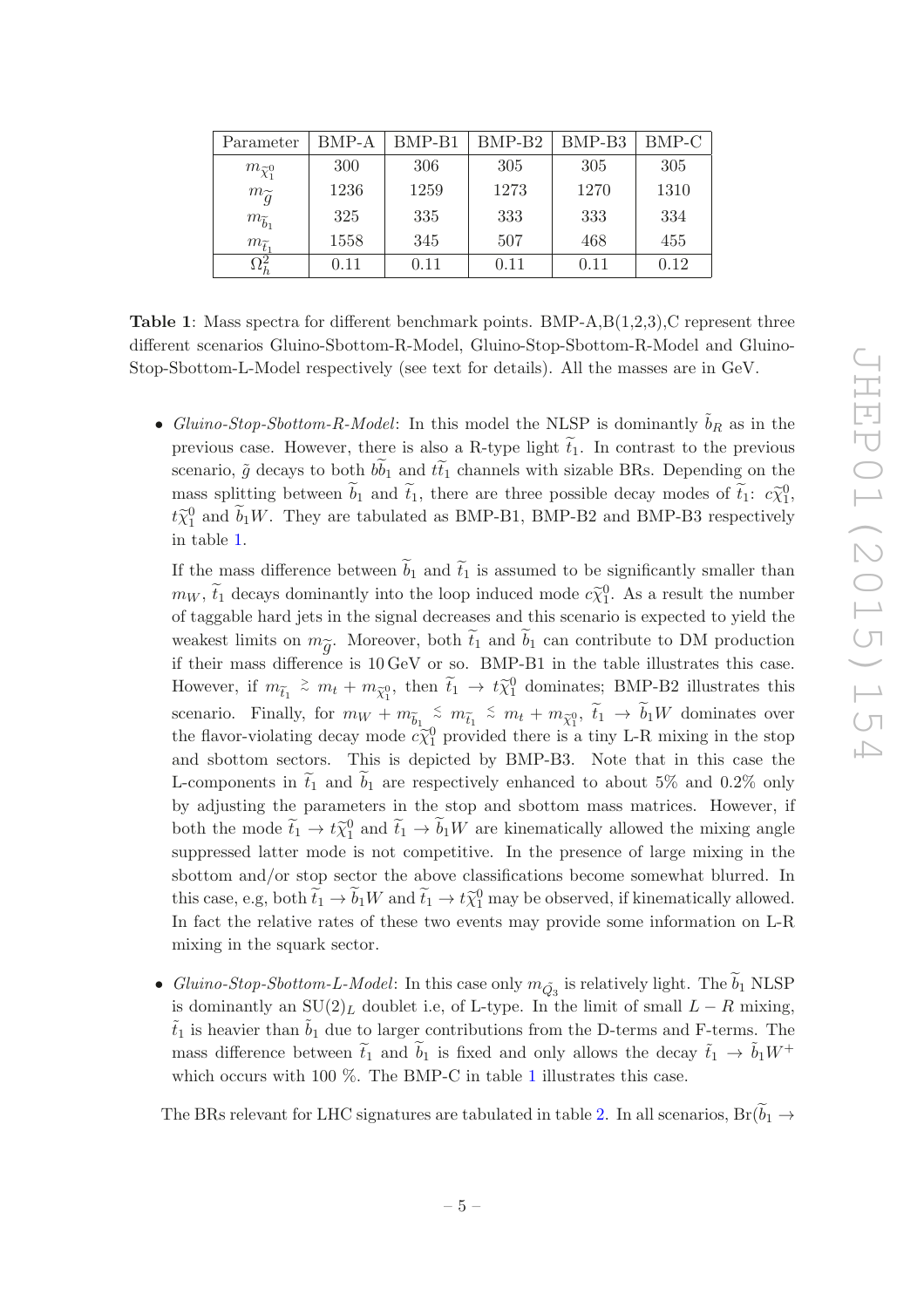| Parameter | BMP-A | BMP-B1 | BMP-B2 | BMP-B3 | BMP-C |
|---|---|---|---|---|---|
| $m_{\widetilde{\chi}_1^0}$ | 300 | 306 | 305 | 305 | 305 |
| $m_{\widetilde{g}}$ | 1236 | 1259 | 1273 | 1270 | 1310 |
| $m_{\widetilde{b}_1}$ | 325 | 335 | 333 | 333 | 334 |
| $m_{\widetilde{t}_1}$ | 1558 | 345 | 507 | 468 | 455 |
| $\Omega_h^2$ | 0.11 | 0.11 | 0.11 | 0.11 | 0.12 |

**Table 1**: Mass spectra for different benchmark points. BMP-A,B(1,2,3),C represent three different scenarios Gluino-Sbottom-R-Model, Gluino-Stop-Sbottom-R-Model and Gluino-Stop-Sbottom-L-Model respectively (see text for details). All the masses are in GeV.

- *Gluino-Stop-Sbottom-R-Model*: In this model the NLSP is dominantly $\tilde{b}_R$ as in the previous case. However, there is also a R-type light $\widetilde{t}_1$. In contrast to the previous scenario, $\tilde{g}$ decays to both $b\widetilde{b}_1$ and $t\widetilde{t}_1$ channels with sizable BRs. Depending on the mass splitting between $\widetilde{b}_1$ and $\widetilde{t}_1$, there are three possible decay modes of $\widetilde{t}_1$: $c\widetilde{\chi}_1^0$, $t\widetilde{\chi}_1^0$ and $\widetilde{b}_1 W$. They are tabulated as BMP-B1, BMP-B2 and BMP-B3 respectively in table 1.

  If the mass difference between $\widetilde{b}_1$ and $\widetilde{t}_1$ is assumed to be significantly smaller than $m_W$, $\widetilde{t}_1$ decays dominantly into the loop induced mode $c\widetilde{\chi}_1^0$. As a result the number of taggable hard jets in the signal decreases and this scenario is expected to yield the weakest limits on $m_{\widetilde{g}}$. Moreover, both $\widetilde{t}_1$ and $\widetilde{b}_1$ can contribute to DM production if their mass difference is 10 GeV or so. BMP-B1 in the table illustrates this case. However, if $m_{\widetilde{t}_1} \gtrsim m_t + m_{\widetilde{\chi}_1^0}$, then $\widetilde{t}_1 \to t\widetilde{\chi}_1^0$ dominates; BMP-B2 illustrates this scenario. Finally, for $m_W + m_{\widetilde{b}_1} \lesssim m_{\widetilde{t}_1} \lesssim m_t + m_{\widetilde{\chi}_1^0}$, $\widetilde{t}_1 \to \widetilde{b}_1 W$ dominates over the flavor-violating decay mode $c\widetilde{\chi}_1^0$ provided there is a tiny L-R mixing in the stop and sbottom sectors. This is depicted by BMP-B3. Note that in this case the L-components in $\widetilde{t}_1$ and $\widetilde{b}_1$ are respectively enhanced to about 5% and 0.2% only by adjusting the parameters in the stop and sbottom mass matrices. However, if both the mode $\widetilde{t}_1 \to t\widetilde{\chi}_1^0$ and $\widetilde{t}_1 \to \widetilde{b}_1 W$ are kinematically allowed the mixing angle suppressed latter mode is not competitive. In the presence of large mixing in the sbottom and/or stop sector the above classifications become somewhat blurred. In this case, e.g, both $\widetilde{t}_1 \to \widetilde{b}_1 W$ and $\widetilde{t}_1 \to t\widetilde{\chi}_1^0$ may be observed, if kinematically allowed. In fact the relative rates of these two events may provide some information on L-R mixing in the squark sector.

- *Gluino-Stop-Sbottom-L-Model*: In this case only $m_{\tilde{Q}_3}$ is relatively light. The $\widetilde{b}_1$ NLSP is dominantly an $\mathrm{SU}(2)_L$ doublet i.e, of L-type. In the limit of small $L-R$ mixing, $\tilde{t}_1$ is heavier than $\tilde{b}_1$ due to larger contributions from the D-terms and F-terms. The mass difference between $\tilde{t}_1$ and $\tilde{b}_1$ is fixed and only allows the decay $\tilde{t}_1 \to \tilde{b}_1 W^+$ which occurs with 100 %. The BMP-C in table 1 illustrates this case.

The BRs relevant for LHC signatures are tabulated in table 2. In all scenarios, $\mathrm{Br}(\widetilde{b}_1 \to$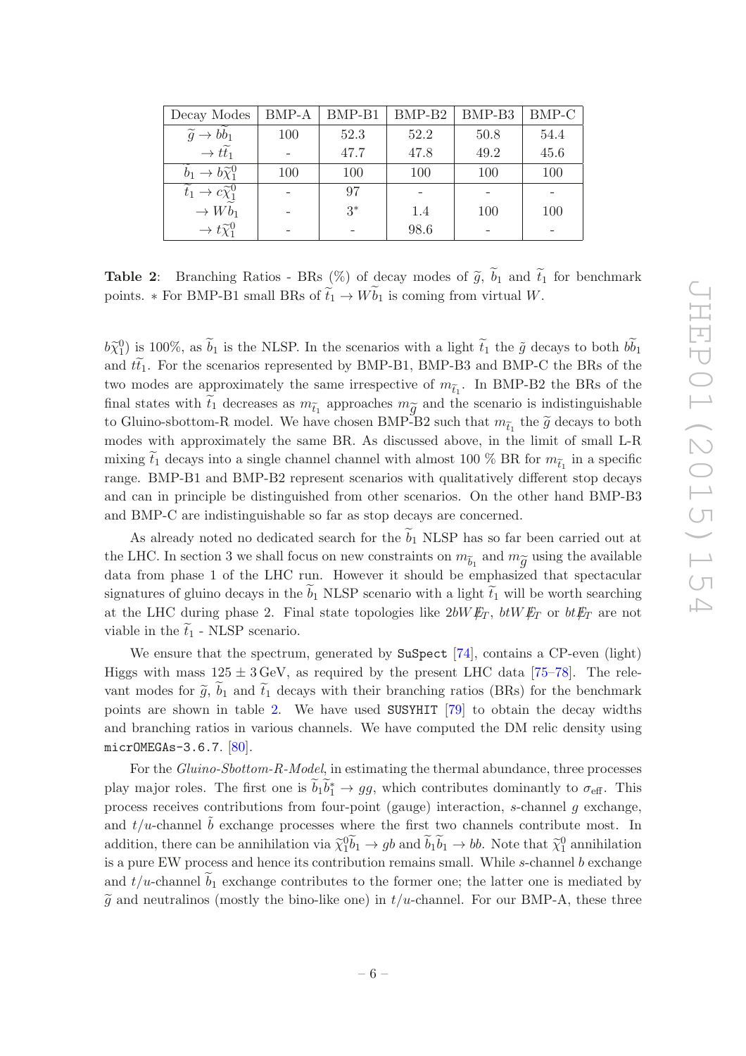| Decay Modes | BMP-A | BMP-B1 | BMP-B2 | BMP-B3 | BMP-C |
|---|---|---|---|---|---|
| $\widetilde{g} \to b\widetilde{b}_1$ | 100 | 52.3 | 52.2 | 50.8 | 54.4 |
| $\to t\widetilde{t}_1$ | - | 47.7 | 47.8 | 49.2 | 45.6 |
| $\widetilde{b}_1 \to b\widetilde{\chi}_1^0$ | 100 | 100 | 100 | 100 | 100 |
| $\widetilde{t}_1 \to c\widetilde{\chi}_1^0$ | - | 97 | - | - | - |
| $\to W\widetilde{b}_1$ | - | $3^*$ | 1.4 | 100 | 100 |
| $\to t\widetilde{\chi}_1^0$ | - | - | 98.6 | - | - |

**Table 2**: Branching Ratios - BRs (%) of decay modes of $\widetilde{g}$, $\widetilde{b}_1$ and $\widetilde{t}_1$ for benchmark points. $*$ For BMP-B1 small BRs of $\widetilde{t}_1 \to W\widetilde{b}_1$ is coming from virtual $W$.

$b\widetilde{\chi}_1^0$) is 100%, as $\widetilde{b}_1$ is the NLSP. In the scenarios with a light $\widetilde{t}_1$ the $\tilde{g}$ decays to both $b\widetilde{b}_1$ and $t\widetilde{t}_1$. For the scenarios represented by BMP-B1, BMP-B3 and BMP-C the BRs of the two modes are approximately the same irrespective of $m_{\widetilde{t}_1}$. In BMP-B2 the BRs of the final states with $\widetilde{t}_1$ decreases as $m_{\widetilde{t}_1}$ approaches $m_{\widetilde{g}}$ and the scenario is indistinguishable to Gluino-sbottom-R model. We have chosen BMP-B2 such that $m_{\widetilde{t}_1}$ the $\widetilde{g}$ decays to both modes with approximately the same BR. As discussed above, in the limit of small L-R mixing $\widetilde{t}_1$ decays into a single channel channel with almost 100 % BR for $m_{\widetilde{t}_1}$ in a specific range. BMP-B1 and BMP-B2 represent scenarios with qualitatively different stop decays and can in principle be distinguished from other scenarios. On the other hand BMP-B3 and BMP-C are indistinguishable so far as stop decays are concerned.

As already noted no dedicated search for the $\widetilde{b}_1$ NLSP has so far been carried out at the LHC. In section 3 we shall focus on new constraints on $m_{\widetilde{b}_1}$ and $m_{\widetilde{g}}$ using the available data from phase 1 of the LHC run. However it should be emphasized that spectacular signatures of gluino decays in the $\widetilde{b}_1$ NLSP scenario with a light $\widetilde{t}_1$ will be worth searching at the LHC during phase 2. Final state topologies like $2bW\not{E}_T$, $btW\not{E}_T$ or $bt\not{E}_T$ are not viable in the $\widetilde{t}_1$ - NLSP scenario.

We ensure that the spectrum, generated by `SuSpect` [74], contains a CP-even (light) Higgs with mass $125 \pm 3\,\text{GeV}$, as required by the present LHC data [75–78]. The relevant modes for $\widetilde{g}$, $\widetilde{b}_1$ and $\widetilde{t}_1$ decays with their branching ratios (BRs) for the benchmark points are shown in table 2. We have used `SUSYHIT` [79] to obtain the decay widths and branching ratios in various channels. We have computed the DM relic density using `micrOMEGAs-3.6.7.` [80].

For the *Gluino-Sbottom-R-Model*, in estimating the thermal abundance, three processes play major roles. The first one is $\widetilde{b}_1\widetilde{b}_1^* \to gg$, which contributes dominantly to $\sigma_{\text{eff}}$. This process receives contributions from four-point (gauge) interaction, $s$-channel $g$ exchange, and $t/u$-channel $\tilde{b}$ exchange processes where the first two channels contribute most. In addition, there can be annihilation via $\widetilde{\chi}_1^0\widetilde{b}_1 \to gb$ and $\widetilde{b}_1\widetilde{b}_1 \to bb$. Note that $\widetilde{\chi}_1^0$ annihilation is a pure EW process and hence its contribution remains small. While $s$-channel $b$ exchange and $t/u$-channel $\widetilde{b}_1$ exchange contributes to the former one; the latter one is mediated by $\widetilde{g}$ and neutralinos (mostly the bino-like one) in $t/u$-channel. For our BMP-A, these three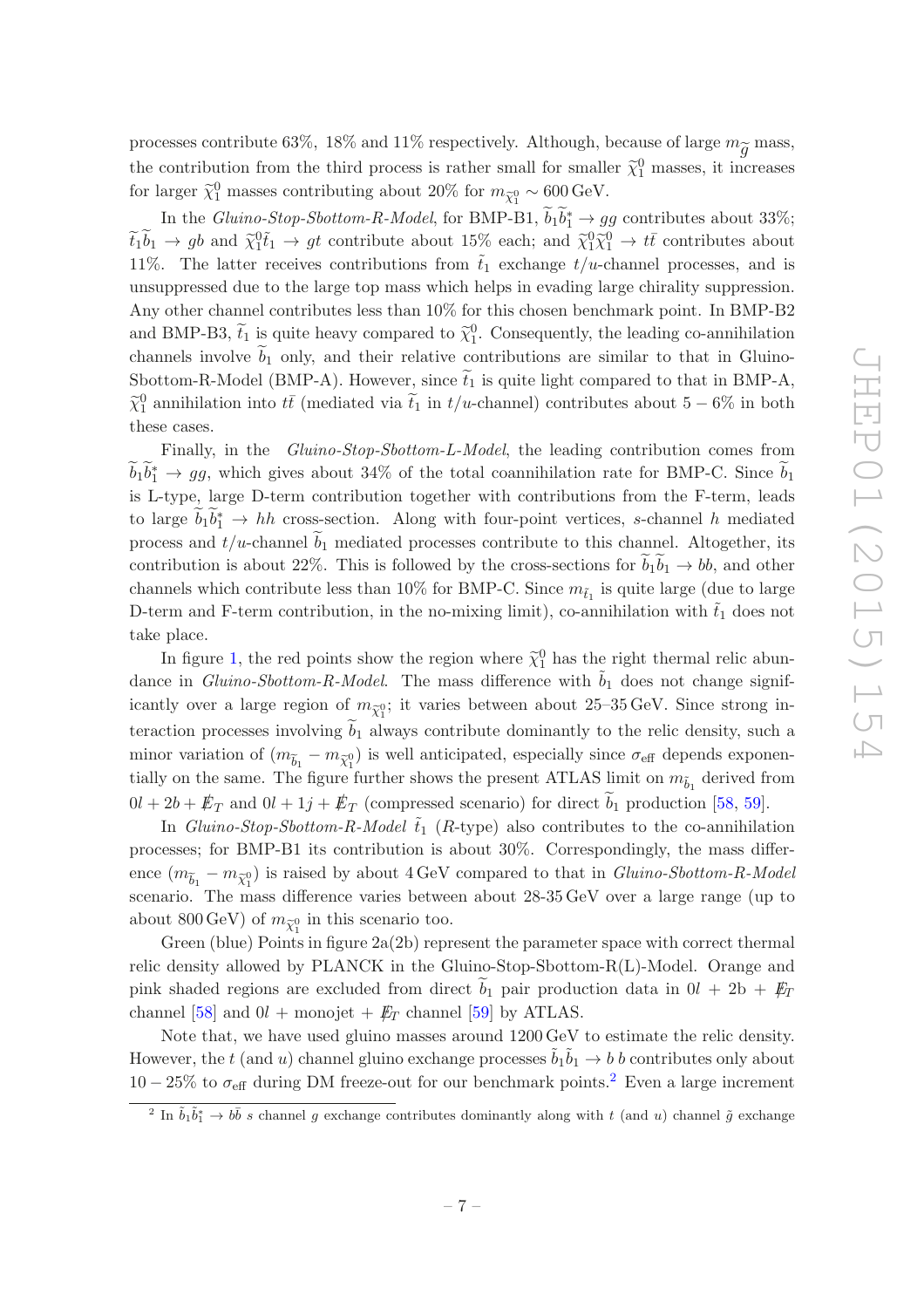processes contribute 63%, 18% and 11% respectively. Although, because of large $m_{\widetilde{g}}$ mass, the contribution from the third process is rather small for smaller $\widetilde{\chi}_1^0$ masses, it increases for larger $\widetilde{\chi}_1^0$ masses contributing about 20% for $m_{\widetilde{\chi}_1^0} \sim 600\,\text{GeV}$.

In the *Gluino-Stop-Sbottom-R-Model*, for BMP-B1, $\widetilde{b}_1\widetilde{b}_1^* \to gg$ contributes about 33%; $\widetilde{t}_1\widetilde{b}_1 \to gb$ and $\widetilde{\chi}_1^0\widetilde{t}_1 \to gt$ contribute about 15% each; and $\widetilde{\chi}_1^0\widetilde{\chi}_1^0 \to t\bar{t}$ contributes about 11%. The latter receives contributions from $\tilde{t}_1$ exchange $t/u$-channel processes, and is unsuppressed due to the large top mass which helps in evading large chirality suppression. Any other channel contributes less than 10% for this chosen benchmark point. In BMP-B2 and BMP-B3, $\widetilde{t}_1$ is quite heavy compared to $\widetilde{\chi}_1^0$. Consequently, the leading co-annihilation channels involve $\widetilde{b}_1$ only, and their relative contributions are similar to that in Gluino-Sbottom-R-Model (BMP-A). However, since $\widetilde{t}_1$ is quite light compared to that in BMP-A, $\widetilde{\chi}_1^0$ annihilation into $t\bar{t}$ (mediated via $\widetilde{t}_1$ in $t/u$-channel) contributes about $5-6\%$ in both these cases.

Finally, in the *Gluino-Stop-Sbottom-L-Model*, the leading contribution comes from $\widetilde{b}_1\widetilde{b}_1^* \to gg$, which gives about 34% of the total coannihilation rate for BMP-C. Since $\widetilde{b}_1$ is L-type, large D-term contribution together with contributions from the F-term, leads to large $\widetilde{b}_1\widetilde{b}_1^* \to hh$ cross-section. Along with four-point vertices, $s$-channel $h$ mediated process and $t/u$-channel $\widetilde{b}_1$ mediated processes contribute to this channel. Altogether, its contribution is about 22%. This is followed by the cross-sections for $\widetilde{b}_1\widetilde{b}_1 \to bb$, and other channels which contribute less than 10% for BMP-C. Since $m_{\tilde{t}_1}$ is quite large (due to large D-term and F-term contribution, in the no-mixing limit), co-annihilation with $\tilde{t}_1$ does not take place.

In figure 1, the red points show the region where $\widetilde{\chi}_1^0$ has the right thermal relic abundance in *Gluino-Sbottom-R-Model*. The mass difference with $\tilde{b}_1$ does not change significantly over a large region of $m_{\widetilde{\chi}_1^0}$; it varies between about 25–35 GeV. Since strong interaction processes involving $\widetilde{b}_1$ always contribute dominantly to the relic density, such a minor variation of $(m_{\widetilde{b}_1} - m_{\widetilde{\chi}_1^0})$ is well anticipated, especially since $\sigma_{\text{eff}}$ depends exponentially on the same. The figure further shows the present ATLAS limit on $m_{\widetilde{b}_1}$ derived from $0l + 2b + \not{E}_T$ and $0l + 1j + \not{E}_T$ (compressed scenario) for direct $\widetilde{b}_1$ production [58, 59].

In *Gluino-Stop-Sbottom-R-Model* $\tilde{t}_1$ ($R$-type) also contributes to the co-annihilation processes; for BMP-B1 its contribution is about 30%. Correspondingly, the mass difference $(m_{\widetilde{b}_1} - m_{\widetilde{\chi}_1^0})$ is raised by about 4 GeV compared to that in *Gluino-Sbottom-R-Model* scenario. The mass difference varies between about 28-35 GeV over a large range (up to about 800 GeV) of $m_{\widetilde{\chi}_1^0}$ in this scenario too.

Green (blue) Points in figure 2a(2b) represent the parameter space with correct thermal relic density allowed by PLANCK in the Gluino-Stop-Sbottom-R(L)-Model. Orange and pink shaded regions are excluded from direct $\widetilde{b}_1$ pair production data in $0l$ + 2b + $\not{E}_T$ channel [58] and $0l$ + monojet + $\not{E}_T$ channel [59] by ATLAS.

Note that, we have used gluino masses around 1200 GeV to estimate the relic density. However, the $t$ (and $u$) channel gluino exchange processes $\tilde{b}_1\tilde{b}_1 \to b\, b$ contributes only about $10-25\%$ to $\sigma_{\text{eff}}$ during DM freeze-out for our benchmark points.[2] Even a large increment

[2] In $\tilde{b}_1\tilde{b}_1^* \to b\bar{b}$ $s$ channel $g$ exchange contributes dominantly along with $t$ (and $u$) channel $\tilde{g}$ exchange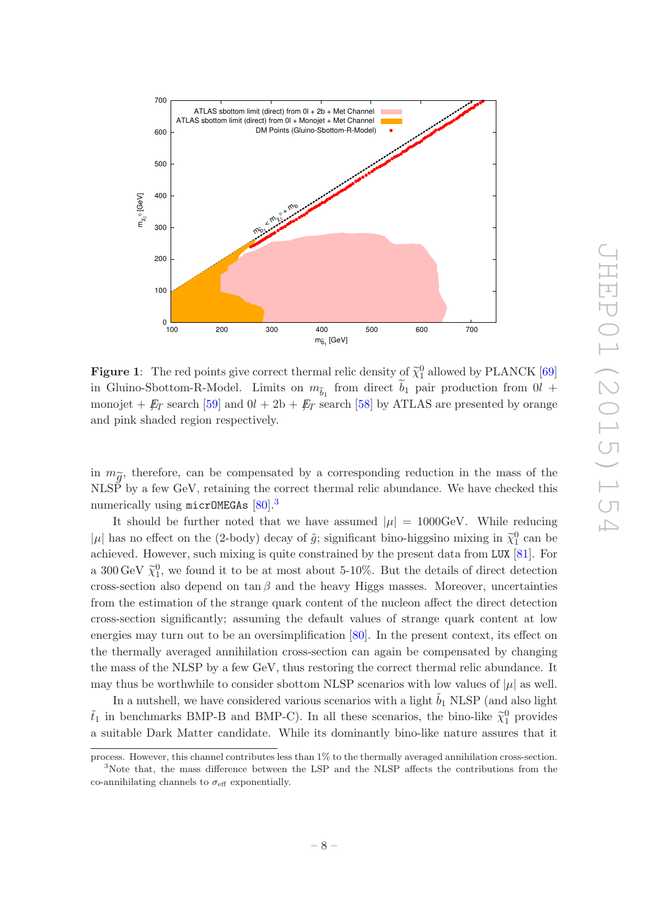**Figure 1**: The red points give correct thermal relic density of $\widetilde{\chi}_1^0$ allowed by PLANCK [69] in Gluino-Sbottom-R-Model. Limits on $m_{\widetilde{b}_1}$ from direct $\widetilde{b}_1$ pair production from $0l$ + monojet + $\not{E}_T$ search [59] and $0l$ + 2b + $\not{E}_T$ search [58] by ATLAS are presented by orange and pink shaded region respectively.

in $m_{\widetilde{g}}$, therefore, can be compensated by a corresponding reduction in the mass of the NLSP by a few GeV, retaining the correct thermal relic abundance. We have checked this numerically using `micrOMEGAs` [80].[3]

It should be further noted that we have assumed $|\mu| = 1000$GeV. While reducing $|\mu|$ has no effect on the (2-body) decay of $\tilde{g}$; significant bino-higgsino mixing in $\widetilde{\chi}_1^0$ can be achieved. However, such mixing is quite constrained by the present data from `LUX` [81]. For a 300 GeV $\widetilde{\chi}_1^0$, we found it to be at most about 5-10%. But the details of direct detection cross-section also depend on $\tan\beta$ and the heavy Higgs masses. Moreover, uncertainties from the estimation of the strange quark content of the nucleon affect the direct detection cross-section significantly; assuming the default values of strange quark content at low energies may turn out to be an oversimplification [80]. In the present context, its effect on the thermally averaged annihilation cross-section can again be compensated by changing the mass of the NLSP by a few GeV, thus restoring the correct thermal relic abundance. It may thus be worthwhile to consider sbottom NLSP scenarios with low values of $|\mu|$ as well.

In a nutshell, we have considered various scenarios with a light $\tilde{b}_1$ NLSP (and also light $\tilde{t}_1$ in benchmarks BMP-B and BMP-C). In all these scenarios, the bino-like $\widetilde{\chi}_1^0$ provides a suitable Dark Matter candidate. While its dominantly bino-like nature assures that it

process. However, this channel contributes less than 1% to the thermally averaged annihilation cross-section.

[3]Note that, the mass difference between the LSP and the NLSP affects the contributions from the co-annihilating channels to $\sigma_{\rm eff}$ exponentially.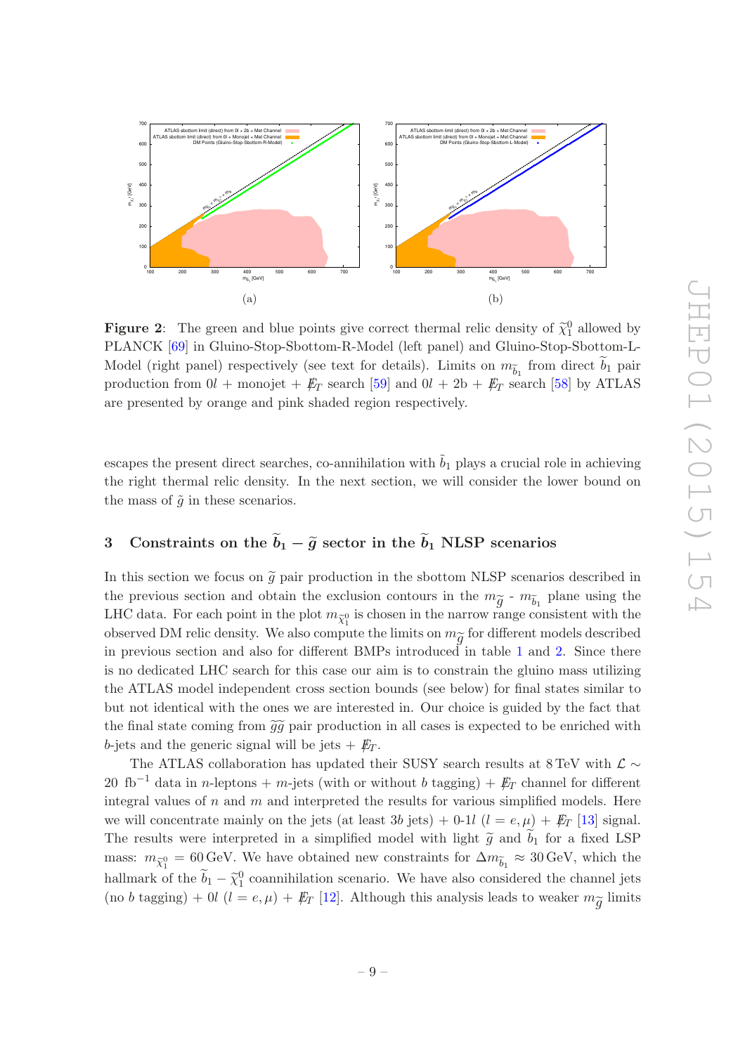(a)

(b)

**Figure 2**: The green and blue points give correct thermal relic density of $\widetilde{\chi}_1^0$ allowed by PLANCK [69] in Gluino-Stop-Sbottom-R-Model (left panel) and Gluino-Stop-Sbottom-L-Model (right panel) respectively (see text for details). Limits on $m_{\widetilde{b}_1}$ from direct $\widetilde{b}_1$ pair production from $0l$ + monojet + $\not{E}_T$ search [59] and $0l$ + 2b + $\not{E}_T$ search [58] by ATLAS are presented by orange and pink shaded region respectively.

escapes the present direct searches, co-annihilation with $\tilde{b}_1$ plays a crucial role in achieving the right thermal relic density. In the next section, we will consider the lower bound on the mass of $\tilde{g}$ in these scenarios.

## 3 Constraints on the $\widetilde{b}_1 - \widetilde{g}$ sector in the $\widetilde{b}_1$ NLSP scenarios

In this section we focus on $\widetilde{g}$ pair production in the sbottom NLSP scenarios described in the previous section and obtain the exclusion contours in the $m_{\widetilde{g}}$ - $m_{\widetilde{b}_1}$ plane using the LHC data. For each point in the plot $m_{\widetilde{\chi}_1^0}$ is chosen in the narrow range consistent with the observed DM relic density. We also compute the limits on $m_{\widetilde{g}}$ for different models described in previous section and also for different BMPs introduced in table 1 and 2. Since there is no dedicated LHC search for this case our aim is to constrain the gluino mass utilizing the ATLAS model independent cross section bounds (see below) for final states similar to but not identical with the ones we are interested in. Our choice is guided by the fact that the final state coming from $\widetilde{g}\widetilde{g}$ pair production in all cases is expected to be enriched with $b$-jets and the generic signal will be jets + $\not{E}_T$.

The ATLAS collaboration has updated their SUSY search results at 8 TeV with $\mathcal{L} \sim$ 20 fb$^{-1}$ data in $n$-leptons + $m$-jets (with or without $b$ tagging) + $\not{E}_T$ channel for different integral values of $n$ and $m$ and interpreted the results for various simplified models. Here we will concentrate mainly on the jets (at least 3$b$ jets) + 0-1$l$ ($l = e, \mu$) + $\not{E}_T$ [13] signal. The results were interpreted in a simplified model with light $\widetilde{g}$ and $\widetilde{b}_1$ for a fixed LSP mass: $m_{\widetilde{\chi}_1^0} = 60$ GeV. We have obtained new constraints for $\Delta m_{\widetilde{b}_1} \approx 30$ GeV, which the hallmark of the $\widetilde{b}_1 - \widetilde{\chi}_1^0$ coannihilation scenario. We have also considered the channel jets (no $b$ tagging) + 0$l$ ($l = e, \mu$) + $\not{E}_T$ [12]. Although this analysis leads to weaker $m_{\widetilde{g}}$ limits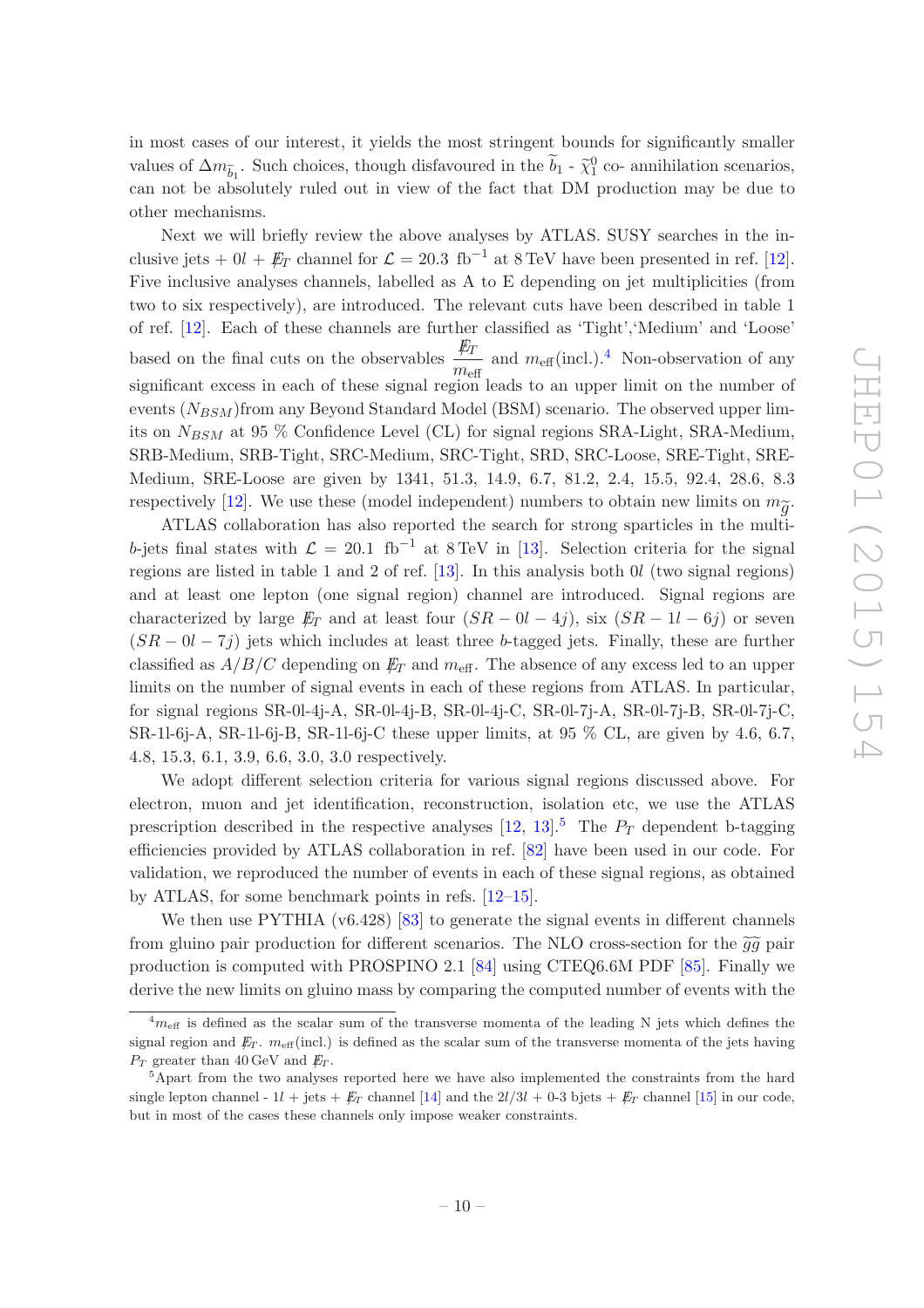in most cases of our interest, it yields the most stringent bounds for significantly smaller values of $\Delta m_{\widetilde{b}_1}$. Such choices, though disfavoured in the $\widetilde{b}_1$ - $\widetilde{\chi}_1^0$ co- annihilation scenarios, can not be absolutely ruled out in view of the fact that DM production may be due to other mechanisms.

Next we will briefly review the above analyses by ATLAS. SUSY searches in the inclusive jets + $0l$ + $\not{E}_T$ channel for $\mathcal{L} = 20.3$ fb$^{-1}$ at 8 TeV have been presented in ref. [12]. Five inclusive analyses channels, labelled as A to E depending on jet multiplicities (from two to six respectively), are introduced. The relevant cuts have been described in table 1 of ref. [12]. Each of these channels are further classified as 'Tight','Medium' and 'Loose' based on the final cuts on the observables $\dfrac{\not{E}_T}{m_{\text{eff}}}$ and $m_{\text{eff}}$(incl.).[4] Non-observation of any significant excess in each of these signal region leads to an upper limit on the number of events ($N_{BSM}$)from any Beyond Standard Model (BSM) scenario. The observed upper limits on $N_{BSM}$ at 95 % Confidence Level (CL) for signal regions SRA-Light, SRA-Medium, SRB-Medium, SRB-Tight, SRC-Medium, SRC-Tight, SRD, SRC-Loose, SRE-Tight, SRE-Medium, SRE-Loose are given by 1341, 51.3, 14.9, 6.7, 81.2, 2.4, 15.5, 92.4, 28.6, 8.3 respectively [12]. We use these (model independent) numbers to obtain new limits on $m_{\widetilde{g}}$.

ATLAS collaboration has also reported the search for strong sparticles in the multi-$b$-jets final states with $\mathcal{L} = 20.1$ fb$^{-1}$ at 8 TeV in [13]. Selection criteria for the signal regions are listed in table 1 and 2 of ref. [13]. In this analysis both $0l$ (two signal regions) and at least one lepton (one signal region) channel are introduced. Signal regions are characterized by large $\not{E}_T$ and at least four $(SR-0l-4j)$, six $(SR-1l-6j)$ or seven $(SR-0l-7j)$ jets which includes at least three $b$-tagged jets. Finally, these are further classified as $A/B/C$ depending on $\not{E}_T$ and $m_{\text{eff}}$. The absence of any excess led to an upper limits on the number of signal events in each of these regions from ATLAS. In particular, for signal regions SR-0l-4j-A, SR-0l-4j-B, SR-0l-4j-C, SR-0l-7j-A, SR-0l-7j-B, SR-0l-7j-C, SR-1l-6j-A, SR-1l-6j-B, SR-1l-6j-C these upper limits, at 95 % CL, are given by 4.6, 6.7, 4.8, 15.3, 6.1, 3.9, 6.6, 3.0, 3.0 respectively.

We adopt different selection criteria for various signal regions discussed above. For electron, muon and jet identification, reconstruction, isolation etc, we use the ATLAS prescription described in the respective analyses [12, 13].[5] The $P_T$ dependent b-tagging efficiencies provided by ATLAS collaboration in ref. [82] have been used in our code. For validation, we reproduced the number of events in each of these signal regions, as obtained by ATLAS, for some benchmark points in refs. [12–15].

We then use PYTHIA (v6.428) [83] to generate the signal events in different channels from gluino pair production for different scenarios. The NLO cross-section for the $\widetilde{g}\widetilde{g}$ pair production is computed with PROSPINO 2.1 [84] using CTEQ6.6M PDF [85]. Finally we derive the new limits on gluino mass by comparing the computed number of events with the

[4] $m_{\text{eff}}$ is defined as the scalar sum of the transverse momenta of the leading N jets which defines the signal region and $\not{E}_T$. $m_{\text{eff}}$(incl.) is defined as the scalar sum of the transverse momenta of the jets having $P_T$ greater than 40 GeV and $\not{E}_T$.

[5] Apart from the two analyses reported here we have also implemented the constraints from the hard single lepton channel - $1l$ + jets + $\not{E}_T$ channel [14] and the $2l/3l$ + 0-3 bjets + $\not{E}_T$ channel [15] in our code, but in most of the cases these channels only impose weaker constraints.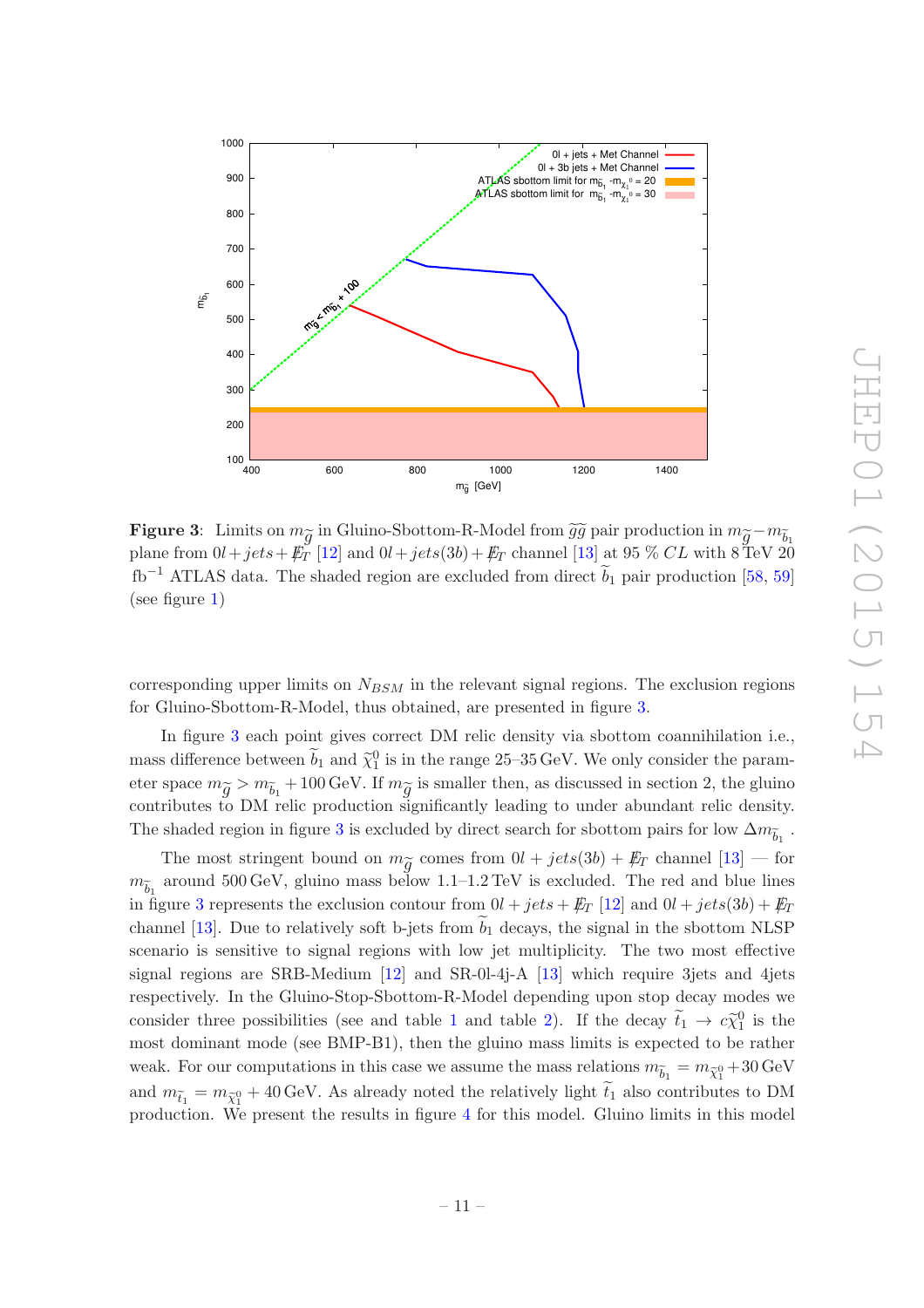**Figure 3**: Limits on $m_{\widetilde{g}}$ in Gluino-Sbottom-R-Model from $\widetilde{g}\widetilde{g}$ pair production in $m_{\widetilde{g}}-m_{\widetilde{b}_1}$ plane from $0l+jets+\not{E}_T$ [12] and $0l+jets(3b)+\not{E}_T$ channel [13] at 95 % $CL$ with 8 TeV 20 fb$^{-1}$ ATLAS data. The shaded region are excluded from direct $\widetilde{b}_1$ pair production [58, 59] (see figure 1)

corresponding upper limits on $N_{BSM}$ in the relevant signal regions. The exclusion regions for Gluino-Sbottom-R-Model, thus obtained, are presented in figure 3.

In figure 3 each point gives correct DM relic density via sbottom coannihilation i.e., mass difference between $\widetilde{b}_1$ and $\widetilde{\chi}_1^0$ is in the range 25–35 GeV. We only consider the parameter space $m_{\widetilde{g}} > m_{\widetilde{b}_1} + 100$ GeV. If $m_{\widetilde{g}}$ is smaller then, as discussed in section 2, the gluino contributes to DM relic production significantly leading to under abundant relic density. The shaded region in figure 3 is excluded by direct search for sbottom pairs for low $\Delta m_{\widetilde{b}_1}$ .

The most stringent bound on $m_{\widetilde{g}}$ comes from $0l+jets(3b)+\not{E}_T$ channel [13] — for $m_{\widetilde{b}_1}$ around 500 GeV, gluino mass below 1.1–1.2 TeV is excluded. The red and blue lines in figure 3 represents the exclusion contour from $0l+jets+\not{E}_T$ [12] and $0l+jets(3b)+\not{E}_T$ channel [13]. Due to relatively soft b-jets from $\widetilde{b}_1$ decays, the signal in the sbottom NLSP scenario is sensitive to signal regions with low jet multiplicity. The two most effective signal regions are SRB-Medium [12] and SR-0l-4j-A [13] which require 3jets and 4jets respectively. In the Gluino-Stop-Sbottom-R-Model depending upon stop decay modes we consider three possibilities (see and table 1 and table 2). If the decay $\widetilde{t}_1 \to c\widetilde{\chi}_1^0$ is the most dominant mode (see BMP-B1), then the gluino mass limits is expected to be rather weak. For our computations in this case we assume the mass relations $m_{\widetilde{b}_1} = m_{\widetilde{\chi}_1^0} + 30$ GeV and $m_{\widetilde{t}_1} = m_{\widetilde{\chi}_1^0} + 40$ GeV. As already noted the relatively light $\widetilde{t}_1$ also contributes to DM production. We present the results in figure 4 for this model. Gluino limits in this model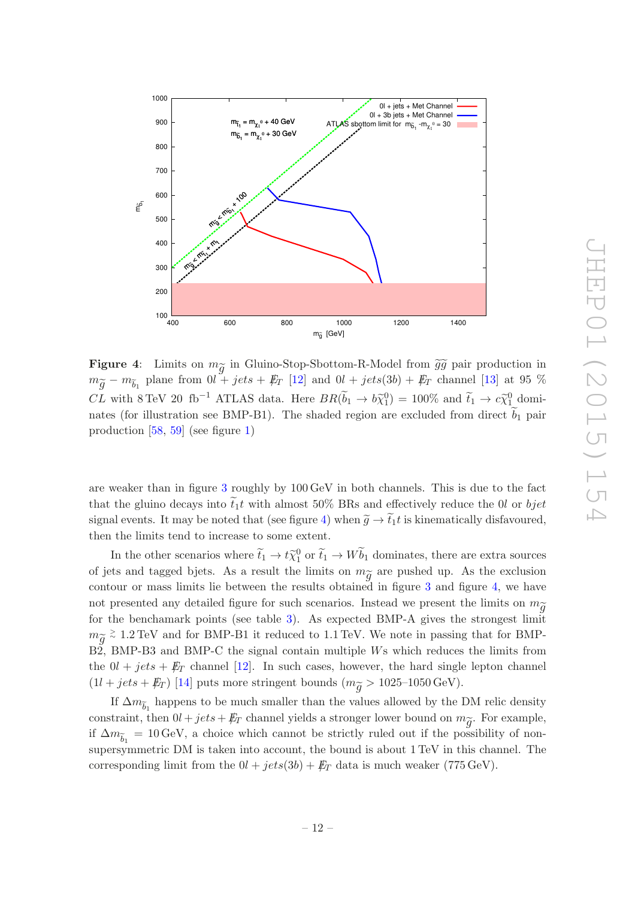**Figure 4**: Limits on $m_{\widetilde{g}}$ in Gluino-Stop-Sbottom-R-Model from $\widetilde{g}\widetilde{g}$ pair production in $m_{\widetilde{g}} - m_{\widetilde{b}_1}$ plane from $0l + jets + \not{E}_T$ [12] and $0l + jets(3b) + \not{E}_T$ channel [13] at 95 % $CL$ with 8 TeV 20 fb$^{-1}$ ATLAS data. Here $BR(\widetilde{b}_1 \to b\widetilde{\chi}_1^0) = 100\%$ and $\widetilde{t}_1 \to c\widetilde{\chi}_1^0$ dominates (for illustration see BMP-B1). The shaded region are excluded from direct $\widetilde{b}_1$ pair production [58, 59] (see figure 1)

are weaker than in figure 3 roughly by 100 GeV in both channels. This is due to the fact that the gluino decays into $\widetilde{t}_1 t$ with almost 50% BRs and effectively reduce the $0l$ or $bjet$ signal events. It may be noted that (see figure 4) when $\widetilde{g} \to \widetilde{t}_1 t$ is kinematically disfavoured, then the limits tend to increase to some extent.

In the other scenarios where $\widetilde{t}_1 \to t\widetilde{\chi}_1^0$ or $\widetilde{t}_1 \to W\widetilde{b}_1$ dominates, there are extra sources of jets and tagged bjets. As a result the limits on $m_{\widetilde{g}}$ are pushed up. As the exclusion contour or mass limits lie between the results obtained in figure 3 and figure 4, we have not presented any detailed figure for such scenarios. Instead we present the limits on $m_{\widetilde{g}}$ for the benchamark points (see table 3). As expected BMP-A gives the strongest limit $m_{\widetilde{g}} \gtrsim 1.2$ TeV and for BMP-B1 it reduced to 1.1 TeV. We note in passing that for BMP-B2, BMP-B3 and BMP-C the signal contain multiple $W$s which reduces the limits from the $0l + jets + \not{E}_T$ channel [12]. In such cases, however, the hard single lepton channel ($1l + jets + \not{E}_T$) [14] puts more stringent bounds ($m_{\widetilde{g}} >$ 1025–1050 GeV).

If $\Delta m_{\widetilde{b}_1}$ happens to be much smaller than the values allowed by the DM relic density constraint, then $0l + jets + \not{E}_T$ channel yields a stronger lower bound on $m_{\widetilde{g}}$. For example, if $\Delta m_{\widetilde{b}_1} = 10$ GeV, a choice which cannot be strictly ruled out if the possibility of non-supersymmetric DM is taken into account, the bound is about 1 TeV in this channel. The corresponding limit from the $0l + jets(3b) + \not{E}_T$ data is much weaker (775 GeV).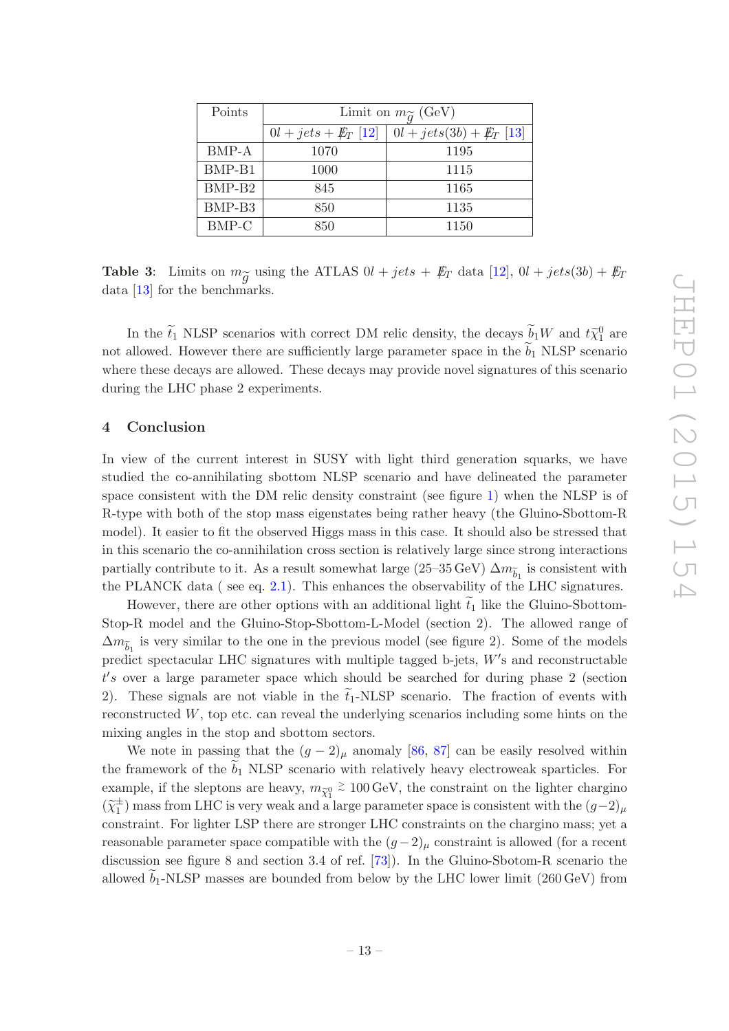| Points | Limit on $m_{\widetilde{g}}$ (GeV) | |
|---|---|---|
| | $0l + jets + \not{E}_T$ [12] | $0l + jets(3b) + \not{E}_T$ [13] |
| BMP-A | 1070 | 1195 |
| BMP-B1 | 1000 | 1115 |
| BMP-B2 | 845 | 1165 |
| BMP-B3 | 850 | 1135 |
| BMP-C | 850 | 1150 |

**Table 3**: Limits on $m_{\widetilde{g}}$ using the ATLAS $0l + jets + \not{E}_T$ data [12], $0l + jets(3b) + \not{E}_T$ data [13] for the benchmarks.

In the $\widetilde{t}_1$ NLSP scenarios with correct DM relic density, the decays $\widetilde{b}_1 W$ and $t\widetilde{\chi}_1^0$ are not allowed. However there are sufficiently large parameter space in the $\widetilde{b}_1$ NLSP scenario where these decays are allowed. These decays may provide novel signatures of this scenario during the LHC phase 2 experiments.

## 4 Conclusion

In view of the current interest in SUSY with light third generation squarks, we have studied the co-annihilating sbottom NLSP scenario and have delineated the parameter space consistent with the DM relic density constraint (see figure 1) when the NLSP is of R-type with both of the stop mass eigenstates being rather heavy (the Gluino-Sbottom-R model). It easier to fit the observed Higgs mass in this case. It should also be stressed that in this scenario the co-annihilation cross section is relatively large since strong interactions partially contribute to it. As a result somewhat large (25–35 GeV) $\Delta m_{\widetilde{b}_1}$ is consistent with the PLANCK data ( see eq. 2.1). This enhances the observability of the LHC signatures.

However, there are other options with an additional light $\widetilde{t}_1$ like the Gluino-Sbottom-Stop-R model and the Gluino-Stop-Sbottom-L-Model (section 2). The allowed range of $\Delta m_{\widetilde{b}_1}$ is very similar to the one in the previous model (see figure 2). Some of the models predict spectacular LHC signatures with multiple tagged b-jets, $W'$s and reconstructable $t's$ over a large parameter space which should be searched for during phase 2 (section 2). These signals are not viable in the $\widetilde{t}_1$-NLSP scenario. The fraction of events with reconstructed $W$, top etc. can reveal the underlying scenarios including some hints on the mixing angles in the stop and sbottom sectors.

We note in passing that the $(g-2)_\mu$ anomaly [86, 87] can be easily resolved within the framework of the $\widetilde{b}_1$ NLSP scenario with relatively heavy electroweak sparticles. For example, if the sleptons are heavy, $m_{\widetilde{\chi}_1^0} \gtrsim 100\,\text{GeV}$, the constraint on the lighter chargino ($\widetilde{\chi}_1^{\pm}$) mass from LHC is very weak and a large parameter space is consistent with the $(g-2)_\mu$ constraint. For lighter LSP there are stronger LHC constraints on the chargino mass; yet a reasonable parameter space compatible with the $(g-2)_\mu$ constraint is allowed (for a recent discussion see figure 8 and section 3.4 of ref. [73]). In the Gluino-Sbotom-R scenario the allowed $\widetilde{b}_1$-NLSP masses are bounded from below by the LHC lower limit (260 GeV) from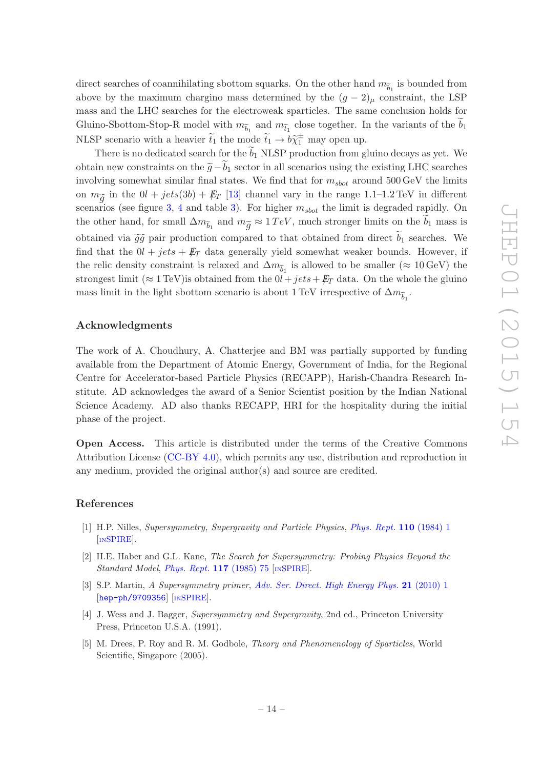direct searches of coannihilating sbottom squarks. On the other hand $m_{\widetilde{b}_1}$ is bounded from above by the maximum chargino mass determined by the $(g-2)_\mu$ constraint, the LSP mass and the LHC searches for the electroweak sparticles. The same conclusion holds for Gluino-Sbottom-Stop-R model with $m_{\widetilde{b}_1}$ and $m_{\widetilde{t}_1}$ close together. In the variants of the $\widetilde{b}_1$ NLSP scenario with a heavier $\widetilde{t}_1$ the mode $\widetilde{t}_1 \to b\widetilde{\chi}_1^{\pm}$ may open up.

There is no dedicated search for the $\widetilde{b}_1$ NLSP production from gluino decays as yet. We obtain new constraints on the $\widetilde{g}-\widetilde{b}_1$ sector in all scenarios using the existing LHC searches involving somewhat similar final states. We find that for $m_{sbot}$ around 500 GeV the limits on $m_{\widetilde{g}}$ in the $0l + jets(3b) + \not{E}_T$ [13] channel vary in the range 1.1–1.2 TeV in different scenarios (see figure 3, 4 and table 3). For higher $m_{sbot}$ the limit is degraded rapidly. On the other hand, for small $\Delta m_{\widetilde{b}_1}$ and $m_{\widetilde{g}} \approx 1\,TeV$, much stronger limits on the $\widetilde{b}_1$ mass is obtained via $\widetilde{g}\widetilde{g}$ pair production compared to that obtained from direct $\widetilde{b}_1$ searches. We find that the $0l + jets + \not{E}_T$ data generally yield somewhat weaker bounds. However, if the relic density constraint is relaxed and $\Delta m_{\widetilde{b}_1}$ is allowed to be smaller ($\approx 10$ GeV) the strongest limit ($\approx 1$ TeV)is obtained from the $0l + jets + \not{E}_T$ data. On the whole the gluino mass limit in the light sbottom scenario is about 1 TeV irrespective of $\Delta m_{\widetilde{b}_1}$.

## Acknowledgments

The work of A. Choudhury, A. Chatterjee and BM was partially supported by funding available from the Department of Atomic Energy, Government of India, for the Regional Centre for Accelerator-based Particle Physics (RECAPP), Harish-Chandra Research Institute. AD acknowledges the award of a Senior Scientist position by the Indian National Science Academy. AD also thanks RECAPP, HRI for the hospitality during the initial phase of the project.

**Open Access.** This article is distributed under the terms of the Creative Commons Attribution License (CC-BY 4.0), which permits any use, distribution and reproduction in any medium, provided the original author(s) and source are credited.

## References

[1] H.P. Nilles, *Supersymmetry, Supergravity and Particle Physics*, *Phys. Rept.* **110** (1984) 1 [INSPIRE].

[2] H.E. Haber and G.L. Kane, *The Search for Supersymmetry: Probing Physics Beyond the Standard Model*, *Phys. Rept.* **117** (1985) 75 [INSPIRE].

[3] S.P. Martin, *A Supersymmetry primer*, *Adv. Ser. Direct. High Energy Phys.* **21** (2010) 1 [hep-ph/9709356] [INSPIRE].

[4] J. Wess and J. Bagger, *Supersymmetry and Supergravity*, 2nd ed., Princeton University Press, Princeton U.S.A. (1991).

[5] M. Drees, P. Roy and R. M. Godbole, *Theory and Phenomenology of Sparticles*, World Scientific, Singapore (2005).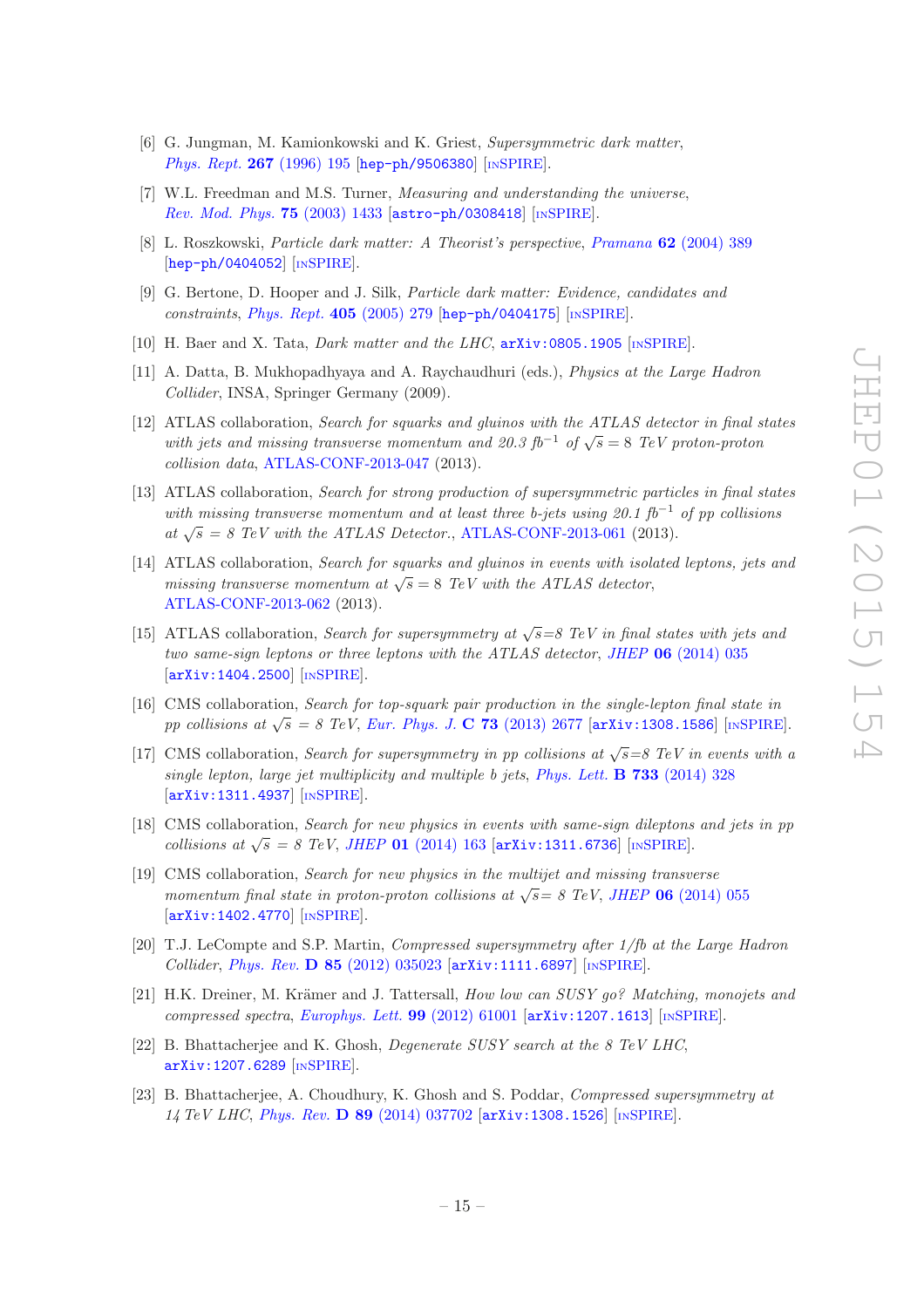[6] G. Jungman, M. Kamionkowski and K. Griest, *Supersymmetric dark matter*, Phys. Rept. **267** (1996) 195 [hep-ph/9506380] [INSPIRE].

[7] W.L. Freedman and M.S. Turner, *Measuring and understanding the universe*, Rev. Mod. Phys. **75** (2003) 1433 [astro-ph/0308418] [INSPIRE].

[8] L. Roszkowski, *Particle dark matter: A Theorist's perspective*, Pramana **62** (2004) 389 [hep-ph/0404052] [INSPIRE].

[9] G. Bertone, D. Hooper and J. Silk, *Particle dark matter: Evidence, candidates and constraints*, Phys. Rept. **405** (2005) 279 [hep-ph/0404175] [INSPIRE].

[10] H. Baer and X. Tata, *Dark matter and the LHC*, arXiv:0805.1905 [INSPIRE].

[11] A. Datta, B. Mukhopadhyaya and A. Raychaudhuri (eds.), *Physics at the Large Hadron Collider*, INSA, Springer Germany (2009).

[12] ATLAS collaboration, *Search for squarks and gluinos with the ATLAS detector in final states with jets and missing transverse momentum and 20.3 $fb^{-1}$ of $\sqrt{s} = 8$ TeV proton-proton collision data*, ATLAS-CONF-2013-047 (2013).

[13] ATLAS collaboration, *Search for strong production of supersymmetric particles in final states with missing transverse momentum and at least three b-jets using 20.1 $fb^{-1}$ of pp collisions at $\sqrt{s} = 8$ TeV with the ATLAS Detector.*, ATLAS-CONF-2013-061 (2013).

[14] ATLAS collaboration, *Search for squarks and gluinos in events with isolated leptons, jets and missing transverse momentum at $\sqrt{s} = 8$ TeV with the ATLAS detector*, ATLAS-CONF-2013-062 (2013).

[15] ATLAS collaboration, *Search for supersymmetry at $\sqrt{s}$=8 TeV in final states with jets and two same-sign leptons or three leptons with the ATLAS detector*, JHEP **06** (2014) 035 [arXiv:1404.2500] [INSPIRE].

[16] CMS collaboration, *Search for top-squark pair production in the single-lepton final state in pp collisions at $\sqrt{s} = 8$ TeV*, Eur. Phys. J. **C 73** (2013) 2677 [arXiv:1308.1586] [INSPIRE].

[17] CMS collaboration, *Search for supersymmetry in pp collisions at $\sqrt{s}$=8 TeV in events with a single lepton, large jet multiplicity and multiple b jets*, Phys. Lett. **B 733** (2014) 328 [arXiv:1311.4937] [INSPIRE].

[18] CMS collaboration, *Search for new physics in events with same-sign dileptons and jets in pp collisions at $\sqrt{s} = 8$ TeV*, JHEP **01** (2014) 163 [arXiv:1311.6736] [INSPIRE].

[19] CMS collaboration, *Search for new physics in the multijet and missing transverse momentum final state in proton-proton collisions at $\sqrt{s}$= 8 TeV*, JHEP **06** (2014) 055 [arXiv:1402.4770] [INSPIRE].

[20] T.J. LeCompte and S.P. Martin, *Compressed supersymmetry after 1/fb at the Large Hadron Collider*, Phys. Rev. **D 85** (2012) 035023 [arXiv:1111.6897] [INSPIRE].

[21] H.K. Dreiner, M. Krämer and J. Tattersall, *How low can SUSY go? Matching, monojets and compressed spectra*, Europhys. Lett. **99** (2012) 61001 [arXiv:1207.1613] [INSPIRE].

[22] B. Bhattacherjee and K. Ghosh, *Degenerate SUSY search at the 8 TeV LHC*, arXiv:1207.6289 [INSPIRE].

[23] B. Bhattacherjee, A. Choudhury, K. Ghosh and S. Poddar, *Compressed supersymmetry at 14 TeV LHC*, Phys. Rev. **D 89** (2014) 037702 [arXiv:1308.1526] [INSPIRE].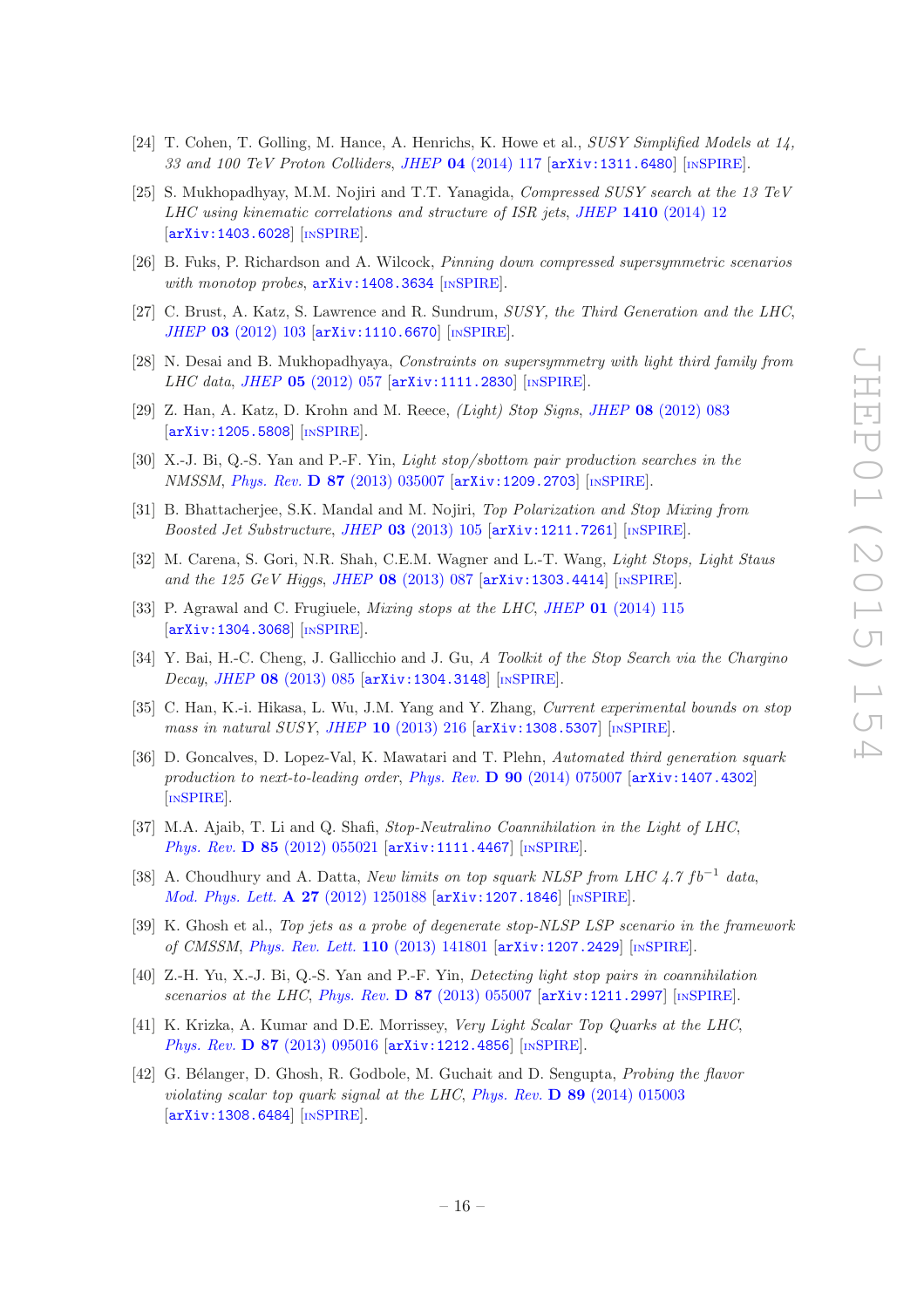[24] T. Cohen, T. Golling, M. Hance, A. Henrichs, K. Howe et al., *SUSY Simplified Models at 14, 33 and 100 TeV Proton Colliders*, *JHEP* **04** (2014) 117 [arXiv:1311.6480] [INSPIRE].

[25] S. Mukhopadhyay, M.M. Nojiri and T.T. Yanagida, *Compressed SUSY search at the 13 TeV LHC using kinematic correlations and structure of ISR jets*, *JHEP* **1410** (2014) 12 [arXiv:1403.6028] [INSPIRE].

[26] B. Fuks, P. Richardson and A. Wilcock, *Pinning down compressed supersymmetric scenarios with monotop probes*, arXiv:1408.3634 [INSPIRE].

[27] C. Brust, A. Katz, S. Lawrence and R. Sundrum, *SUSY, the Third Generation and the LHC*, *JHEP* **03** (2012) 103 [arXiv:1110.6670] [INSPIRE].

[28] N. Desai and B. Mukhopadhyaya, *Constraints on supersymmetry with light third family from LHC data*, *JHEP* **05** (2012) 057 [arXiv:1111.2830] [INSPIRE].

[29] Z. Han, A. Katz, D. Krohn and M. Reece, *(Light) Stop Signs*, *JHEP* **08** (2012) 083 [arXiv:1205.5808] [INSPIRE].

[30] X.-J. Bi, Q.-S. Yan and P.-F. Yin, *Light stop/sbottom pair production searches in the NMSSM*, *Phys. Rev.* **D 87** (2013) 035007 [arXiv:1209.2703] [INSPIRE].

[31] B. Bhattacherjee, S.K. Mandal and M. Nojiri, *Top Polarization and Stop Mixing from Boosted Jet Substructure*, *JHEP* **03** (2013) 105 [arXiv:1211.7261] [INSPIRE].

[32] M. Carena, S. Gori, N.R. Shah, C.E.M. Wagner and L.-T. Wang, *Light Stops, Light Staus and the 125 GeV Higgs*, *JHEP* **08** (2013) 087 [arXiv:1303.4414] [INSPIRE].

[33] P. Agrawal and C. Frugiuele, *Mixing stops at the LHC*, *JHEP* **01** (2014) 115 [arXiv:1304.3068] [INSPIRE].

[34] Y. Bai, H.-C. Cheng, J. Gallicchio and J. Gu, *A Toolkit of the Stop Search via the Chargino Decay*, *JHEP* **08** (2013) 085 [arXiv:1304.3148] [INSPIRE].

[35] C. Han, K.-i. Hikasa, L. Wu, J.M. Yang and Y. Zhang, *Current experimental bounds on stop mass in natural SUSY*, *JHEP* **10** (2013) 216 [arXiv:1308.5307] [INSPIRE].

[36] D. Goncalves, D. Lopez-Val, K. Mawatari and T. Plehn, *Automated third generation squark production to next-to-leading order*, *Phys. Rev.* **D 90** (2014) 075007 [arXiv:1407.4302] [INSPIRE].

[37] M.A. Ajaib, T. Li and Q. Shafi, *Stop-Neutralino Coannihilation in the Light of LHC*, *Phys. Rev.* **D 85** (2012) 055021 [arXiv:1111.4467] [INSPIRE].

[38] A. Choudhury and A. Datta, *New limits on top squark NLSP from LHC 4.7 fb$^{-1}$ data*, *Mod. Phys. Lett.* **A 27** (2012) 1250188 [arXiv:1207.1846] [INSPIRE].

[39] K. Ghosh et al., *Top jets as a probe of degenerate stop-NLSP LSP scenario in the framework of CMSSM*, *Phys. Rev. Lett.* **110** (2013) 141801 [arXiv:1207.2429] [INSPIRE].

[40] Z.-H. Yu, X.-J. Bi, Q.-S. Yan and P.-F. Yin, *Detecting light stop pairs in coannihilation scenarios at the LHC*, *Phys. Rev.* **D 87** (2013) 055007 [arXiv:1211.2997] [INSPIRE].

[41] K. Krizka, A. Kumar and D.E. Morrissey, *Very Light Scalar Top Quarks at the LHC*, *Phys. Rev.* **D 87** (2013) 095016 [arXiv:1212.4856] [INSPIRE].

[42] G. Bélanger, D. Ghosh, R. Godbole, M. Guchait and D. Sengupta, *Probing the flavor violating scalar top quark signal at the LHC*, *Phys. Rev.* **D 89** (2014) 015003 [arXiv:1308.6484] [INSPIRE].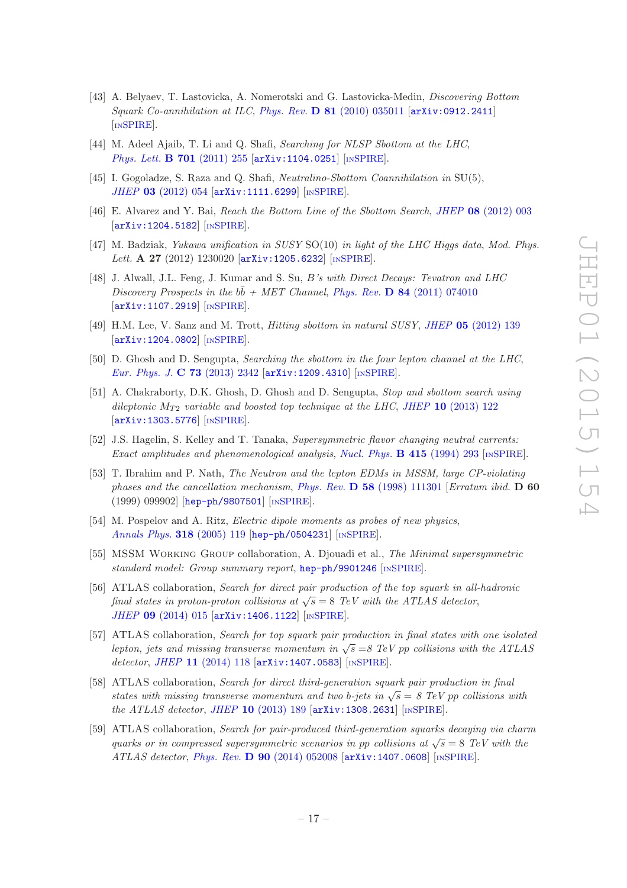[43] A. Belyaev, T. Lastovicka, A. Nomerotski and G. Lastovicka-Medin, *Discovering Bottom Squark Co-annihilation at ILC*, *Phys. Rev.* **D 81** (2010) 035011 [arXiv:0912.2411] [INSPIRE].

[44] M. Adeel Ajaib, T. Li and Q. Shafi, *Searching for NLSP Sbottom at the LHC*, *Phys. Lett.* **B 701** (2011) 255 [arXiv:1104.0251] [INSPIRE].

[45] I. Gogoladze, S. Raza and Q. Shafi, *Neutralino-Sbottom Coannihilation in* SU(5), *JHEP* **03** (2012) 054 [arXiv:1111.6299] [INSPIRE].

[46] E. Alvarez and Y. Bai, *Reach the Bottom Line of the Sbottom Search*, *JHEP* **08** (2012) 003 [arXiv:1204.5182] [INSPIRE].

[47] M. Badziak, *Yukawa unification in SUSY* SO(10) *in light of the LHC Higgs data*, *Mod. Phys. Lett.* **A 27** (2012) 1230020 [arXiv:1205.6232] [INSPIRE].

[48] J. Alwall, J.L. Feng, J. Kumar and S. Su, *B's with Direct Decays: Tevatron and LHC Discovery Prospects in the $b\bar{b}$ + MET Channel*, *Phys. Rev.* **D 84** (2011) 074010 [arXiv:1107.2919] [INSPIRE].

[49] H.M. Lee, V. Sanz and M. Trott, *Hitting sbottom in natural SUSY*, *JHEP* **05** (2012) 139 [arXiv:1204.0802] [INSPIRE].

[50] D. Ghosh and D. Sengupta, *Searching the sbottom in the four lepton channel at the LHC*, *Eur. Phys. J.* **C 73** (2013) 2342 [arXiv:1209.4310] [INSPIRE].

[51] A. Chakraborty, D.K. Ghosh, D. Ghosh and D. Sengupta, *Stop and sbottom search using dileptonic $M_{T2}$ variable and boosted top technique at the LHC*, *JHEP* **10** (2013) 122 [arXiv:1303.5776] [INSPIRE].

[52] J.S. Hagelin, S. Kelley and T. Tanaka, *Supersymmetric flavor changing neutral currents: Exact amplitudes and phenomenological analysis*, *Nucl. Phys.* **B 415** (1994) 293 [INSPIRE].

[53] T. Ibrahim and P. Nath, *The Neutron and the lepton EDMs in MSSM, large CP-violating phases and the cancellation mechanism*, *Phys. Rev.* **D 58** (1998) 111301 [*Erratum ibid.* **D 60** (1999) 099902] [hep-ph/9807501] [INSPIRE].

[54] M. Pospelov and A. Ritz, *Electric dipole moments as probes of new physics*, *Annals Phys.* **318** (2005) 119 [hep-ph/0504231] [INSPIRE].

[55] MSSM Working Group collaboration, A. Djouadi et al., *The Minimal supersymmetric standard model: Group summary report*, hep-ph/9901246 [INSPIRE].

[56] ATLAS collaboration, *Search for direct pair production of the top squark in all-hadronic final states in proton-proton collisions at $\sqrt{s} = 8$ TeV with the ATLAS detector*, *JHEP* **09** (2014) 015 [arXiv:1406.1122] [INSPIRE].

[57] ATLAS collaboration, *Search for top squark pair production in final states with one isolated lepton, jets and missing transverse momentum in $\sqrt{s} = 8$ TeV pp collisions with the ATLAS detector*, *JHEP* **11** (2014) 118 [arXiv:1407.0583] [INSPIRE].

[58] ATLAS collaboration, *Search for direct third-generation squark pair production in final states with missing transverse momentum and two b-jets in $\sqrt{s} = 8$ TeV pp collisions with the ATLAS detector*, *JHEP* **10** (2013) 189 [arXiv:1308.2631] [INSPIRE].

[59] ATLAS collaboration, *Search for pair-produced third-generation squarks decaying via charm quarks or in compressed supersymmetric scenarios in pp collisions at $\sqrt{s} = 8$ TeV with the ATLAS detector*, *Phys. Rev.* **D 90** (2014) 052008 [arXiv:1407.0608] [INSPIRE].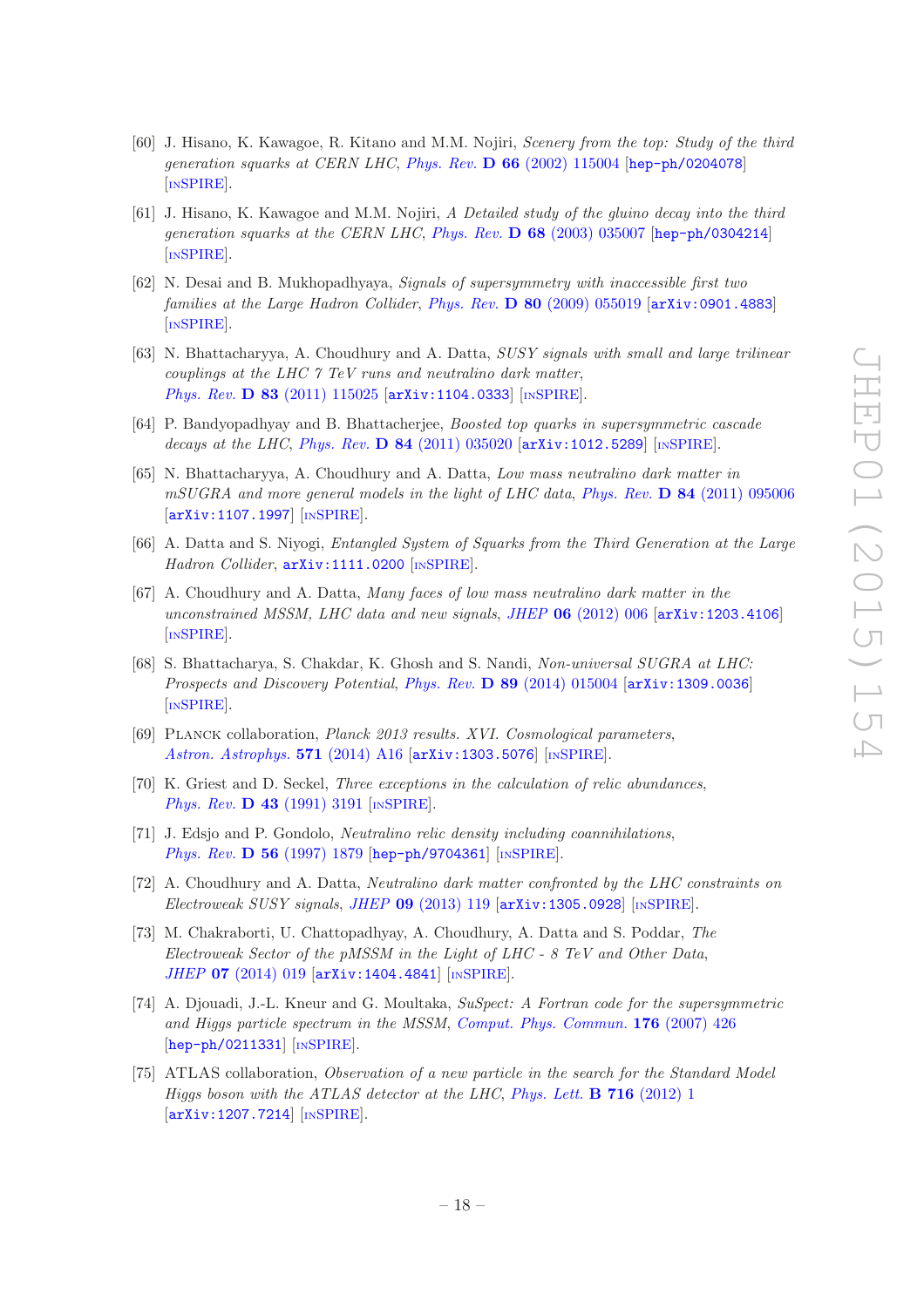[60] J. Hisano, K. Kawagoe, R. Kitano and M.M. Nojiri, *Scenery from the top: Study of the third generation squarks at CERN LHC*, *Phys. Rev.* **D 66** (2002) 115004 [hep-ph/0204078] [INSPIRE].

[61] J. Hisano, K. Kawagoe and M.M. Nojiri, *A Detailed study of the gluino decay into the third generation squarks at the CERN LHC*, *Phys. Rev.* **D 68** (2003) 035007 [hep-ph/0304214] [INSPIRE].

[62] N. Desai and B. Mukhopadhyaya, *Signals of supersymmetry with inaccessible first two families at the Large Hadron Collider*, *Phys. Rev.* **D 80** (2009) 055019 [arXiv:0901.4883] [INSPIRE].

[63] N. Bhattacharyya, A. Choudhury and A. Datta, *SUSY signals with small and large trilinear couplings at the LHC 7 TeV runs and neutralino dark matter*, *Phys. Rev.* **D 83** (2011) 115025 [arXiv:1104.0333] [INSPIRE].

[64] P. Bandyopadhyay and B. Bhattacherjee, *Boosted top quarks in supersymmetric cascade decays at the LHC*, *Phys. Rev.* **D 84** (2011) 035020 [arXiv:1012.5289] [INSPIRE].

[65] N. Bhattacharyya, A. Choudhury and A. Datta, *Low mass neutralino dark matter in mSUGRA and more general models in the light of LHC data*, *Phys. Rev.* **D 84** (2011) 095006 [arXiv:1107.1997] [INSPIRE].

[66] A. Datta and S. Niyogi, *Entangled System of Squarks from the Third Generation at the Large Hadron Collider*, arXiv:1111.0200 [INSPIRE].

[67] A. Choudhury and A. Datta, *Many faces of low mass neutralino dark matter in the unconstrained MSSM, LHC data and new signals*, *JHEP* **06** (2012) 006 [arXiv:1203.4106] [INSPIRE].

[68] S. Bhattacharya, S. Chakdar, K. Ghosh and S. Nandi, *Non-universal SUGRA at LHC: Prospects and Discovery Potential*, *Phys. Rev.* **D 89** (2014) 015004 [arXiv:1309.0036] [INSPIRE].

[69] Planck collaboration, *Planck 2013 results. XVI. Cosmological parameters*, *Astron. Astrophys.* **571** (2014) A16 [arXiv:1303.5076] [INSPIRE].

[70] K. Griest and D. Seckel, *Three exceptions in the calculation of relic abundances*, *Phys. Rev.* **D 43** (1991) 3191 [INSPIRE].

[71] J. Edsjo and P. Gondolo, *Neutralino relic density including coannihilations*, *Phys. Rev.* **D 56** (1997) 1879 [hep-ph/9704361] [INSPIRE].

[72] A. Choudhury and A. Datta, *Neutralino dark matter confronted by the LHC constraints on Electroweak SUSY signals*, *JHEP* **09** (2013) 119 [arXiv:1305.0928] [INSPIRE].

[73] M. Chakraborti, U. Chattopadhyay, A. Choudhury, A. Datta and S. Poddar, *The Electroweak Sector of the pMSSM in the Light of LHC - 8 TeV and Other Data*, *JHEP* **07** (2014) 019 [arXiv:1404.4841] [INSPIRE].

[74] A. Djouadi, J.-L. Kneur and G. Moultaka, *SuSpect: A Fortran code for the supersymmetric and Higgs particle spectrum in the MSSM*, *Comput. Phys. Commun.* **176** (2007) 426 [hep-ph/0211331] [INSPIRE].

[75] ATLAS collaboration, *Observation of a new particle in the search for the Standard Model Higgs boson with the ATLAS detector at the LHC*, *Phys. Lett.* **B 716** (2012) 1 [arXiv:1207.7214] [INSPIRE].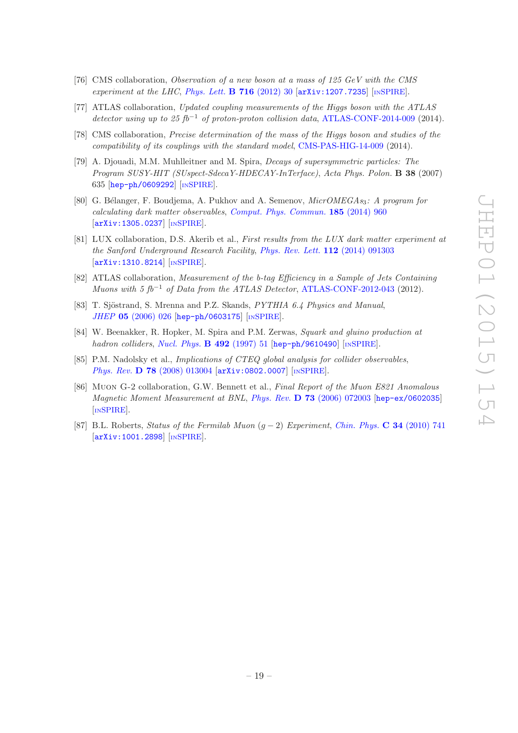[76] CMS collaboration, *Observation of a new boson at a mass of 125 GeV with the CMS experiment at the LHC*, Phys. Lett. **B 716** (2012) 30 [arXiv:1207.7235] [INSPIRE].

[77] ATLAS collaboration, *Updated coupling measurements of the Higgs boson with the ATLAS detector using up to 25 fb$^{-1}$ of proton-proton collision data*, ATLAS-CONF-2014-009 (2014).

[78] CMS collaboration, *Precise determination of the mass of the Higgs boson and studies of the compatibility of its couplings with the standard model*, CMS-PAS-HIG-14-009 (2014).

[79] A. Djouadi, M.M. Muhlleitner and M. Spira, *Decays of supersymmetric particles: The Program SUSY-HIT (SUspect-SdecaY-HDECAY-InTerface)*, Acta Phys. Polon. **B 38** (2007) 635 [hep-ph/0609292] [INSPIRE].

[80] G. Bélanger, F. Boudjema, A. Pukhov and A. Semenov, *MicrOMEGAs$_3$: A program for calculating dark matter observables*, Comput. Phys. Commun. **185** (2014) 960 [arXiv:1305.0237] [INSPIRE].

[81] LUX collaboration, D.S. Akerib et al., *First results from the LUX dark matter experiment at the Sanford Underground Research Facility*, Phys. Rev. Lett. **112** (2014) 091303 [arXiv:1310.8214] [INSPIRE].

[82] ATLAS collaboration, *Measurement of the b-tag Efficiency in a Sample of Jets Containing Muons with 5 fb$^{-1}$ of Data from the ATLAS Detector*, ATLAS-CONF-2012-043 (2012).

[83] T. Sjöstrand, S. Mrenna and P.Z. Skands, *PYTHIA 6.4 Physics and Manual*, JHEP **05** (2006) 026 [hep-ph/0603175] [INSPIRE].

[84] W. Beenakker, R. Hopker, M. Spira and P.M. Zerwas, *Squark and gluino production at hadron colliders*, Nucl. Phys. **B 492** (1997) 51 [hep-ph/9610490] [INSPIRE].

[85] P.M. Nadolsky et al., *Implications of CTEQ global analysis for collider observables*, Phys. Rev. **D 78** (2008) 013004 [arXiv:0802.0007] [INSPIRE].

[86] Muon G-2 collaboration, G.W. Bennett et al., *Final Report of the Muon E821 Anomalous Magnetic Moment Measurement at BNL*, Phys. Rev. **D 73** (2006) 072003 [hep-ex/0602035] [INSPIRE].

[87] B.L. Roberts, *Status of the Fermilab Muon $(g-2)$ Experiment*, Chin. Phys. **C 34** (2010) 741 [arXiv:1001.2898] [INSPIRE].